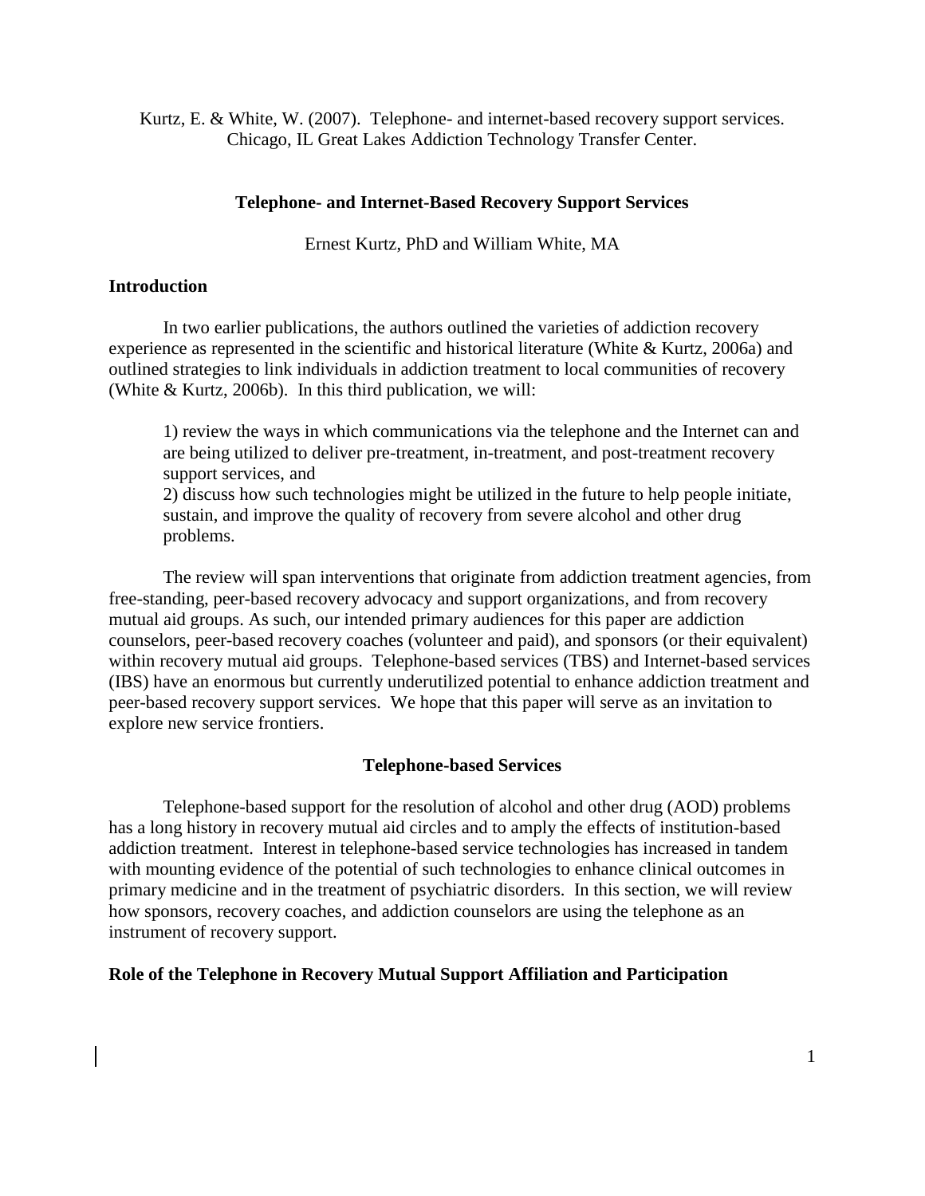Kurtz, E. & White, W. (2007). Telephone- and internet-based recovery support services. Chicago, IL Great Lakes Addiction Technology Transfer Center.

# Telephone- and Internet-Based Recovery Support Services

Ernest Kurtz, PhD and William White, MA

## Introduction

In two earlier publications, the authors outlined the varieties of addiction recovery experience as represented in the scientific and historical literature (White & Kurtz, 2006a) and outlined strategies to link individuals in addiction treatment to local communities of recovery (White & Kurtz, 2006b). In this third publication, we will:

1) review the ways in which communications via the telephone and the Internet can and are being utilized to deliver pre-treatment, in-treatment, and post-treatment recovery support services, and
2) discuss how such technologies might be utilized in the future to help people initiate, sustain, and improve the quality of recovery from severe alcohol and other drug problems.

The review will span interventions that originate from addiction treatment agencies, from free-standing, peer-based recovery advocacy and support organizations, and from recovery mutual aid groups. As such, our intended primary audiences for this paper are addiction counselors, peer-based recovery coaches (volunteer and paid), and sponsors (or their equivalent) within recovery mutual aid groups. Telephone-based services (TBS) and Internet-based services (IBS) have an enormous but currently underutilized potential to enhance addiction treatment and peer-based recovery support services. We hope that this paper will serve as an invitation to explore new service frontiers.

## Telephone-based Services

Telephone-based support for the resolution of alcohol and other drug (AOD) problems has a long history in recovery mutual aid circles and to amply the effects of institution-based addiction treatment. Interest in telephone-based service technologies has increased in tandem with mounting evidence of the potential of such technologies to enhance clinical outcomes in primary medicine and in the treatment of psychiatric disorders. In this section, we will review how sponsors, recovery coaches, and addiction counselors are using the telephone as an instrument of recovery support.

### Role of the Telephone in Recovery Mutual Support Affiliation and Participation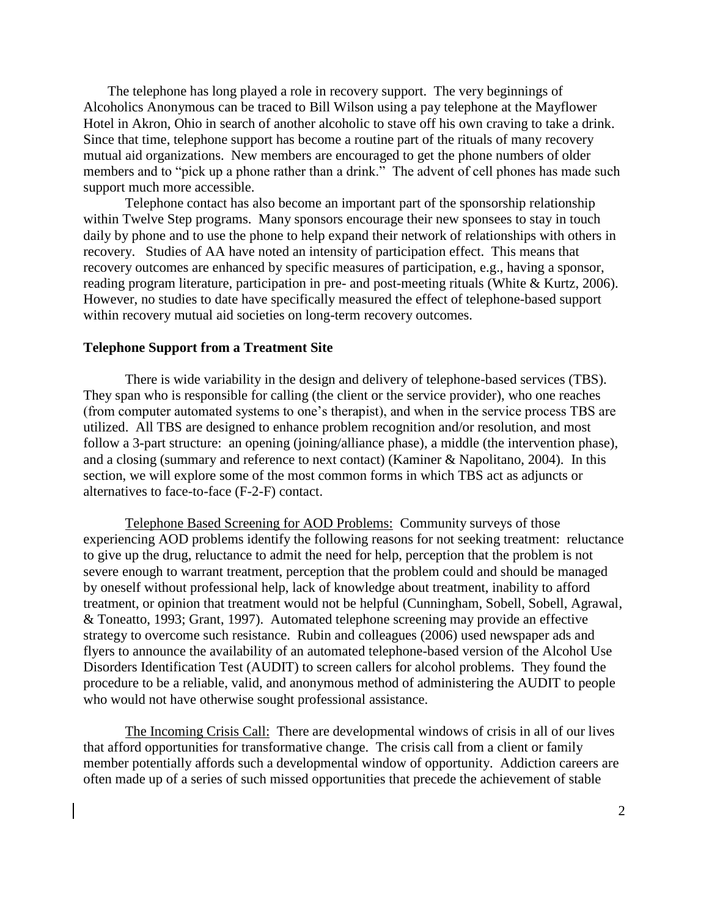The telephone has long played a role in recovery support. The very beginnings of Alcoholics Anonymous can be traced to Bill Wilson using a pay telephone at the Mayflower Hotel in Akron, Ohio in search of another alcoholic to stave off his own craving to take a drink. Since that time, telephone support has become a routine part of the rituals of many recovery mutual aid organizations. New members are encouraged to get the phone numbers of older members and to "pick up a phone rather than a drink." The advent of cell phones has made such support much more accessible.

Telephone contact has also become an important part of the sponsorship relationship within Twelve Step programs. Many sponsors encourage their new sponsees to stay in touch daily by phone and to use the phone to help expand their network of relationships with others in recovery. Studies of AA have noted an intensity of participation effect. This means that recovery outcomes are enhanced by specific measures of participation, e.g., having a sponsor, reading program literature, participation in pre- and post-meeting rituals (White & Kurtz, 2006). However, no studies to date have specifically measured the effect of telephone-based support within recovery mutual aid societies on long-term recovery outcomes.

### Telephone Support from a Treatment Site

There is wide variability in the design and delivery of telephone-based services (TBS). They span who is responsible for calling (the client or the service provider), who one reaches (from computer automated systems to one's therapist), and when in the service process TBS are utilized. All TBS are designed to enhance problem recognition and/or resolution, and most follow a 3-part structure: an opening (joining/alliance phase), a middle (the intervention phase), and a closing (summary and reference to next contact) (Kaminer & Napolitano, 2004). In this section, we will explore some of the most common forms in which TBS act as adjuncts or alternatives to face-to-face (F-2-F) contact.

Telephone Based Screening for AOD Problems: Community surveys of those experiencing AOD problems identify the following reasons for not seeking treatment: reluctance to give up the drug, reluctance to admit the need for help, perception that the problem is not severe enough to warrant treatment, perception that the problem could and should be managed by oneself without professional help, lack of knowledge about treatment, inability to afford treatment, or opinion that treatment would not be helpful (Cunningham, Sobell, Sobell, Agrawal, & Toneatto, 1993; Grant, 1997). Automated telephone screening may provide an effective strategy to overcome such resistance. Rubin and colleagues (2006) used newspaper ads and flyers to announce the availability of an automated telephone-based version of the Alcohol Use Disorders Identification Test (AUDIT) to screen callers for alcohol problems. They found the procedure to be a reliable, valid, and anonymous method of administering the AUDIT to people who would not have otherwise sought professional assistance.

The Incoming Crisis Call: There are developmental windows of crisis in all of our lives that afford opportunities for transformative change. The crisis call from a client or family member potentially affords such a developmental window of opportunity. Addiction careers are often made up of a series of such missed opportunities that precede the achievement of stable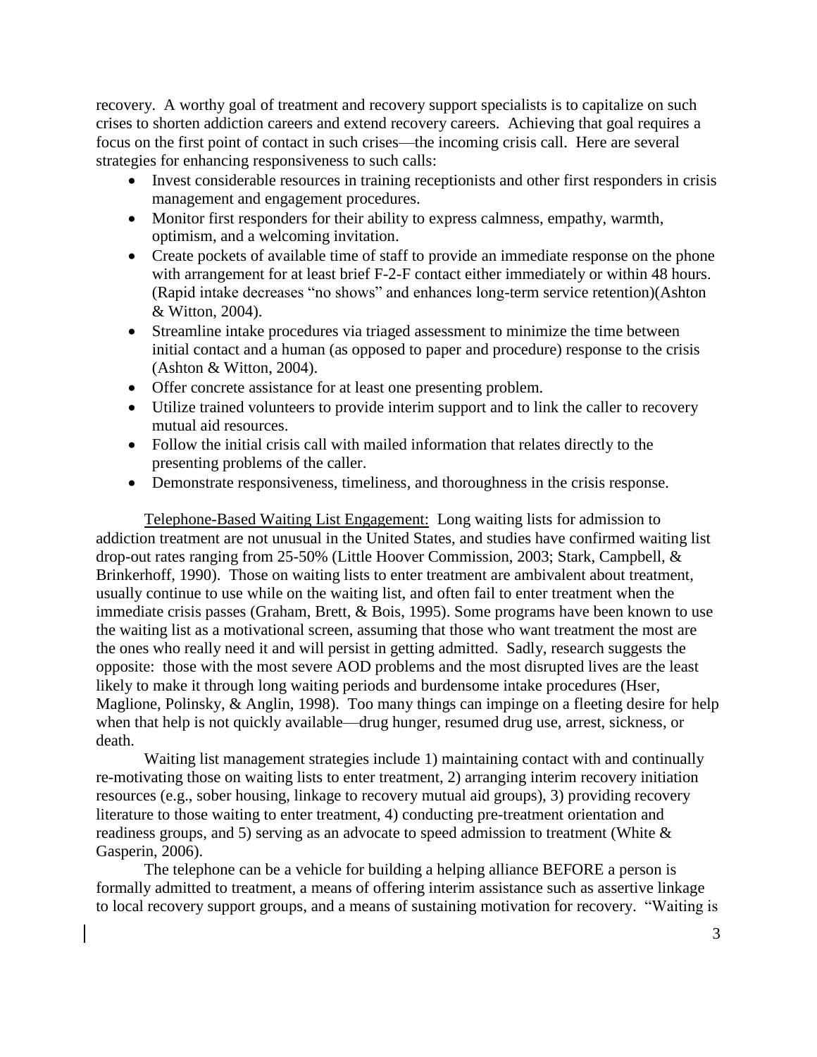recovery. A worthy goal of treatment and recovery support specialists is to capitalize on such crises to shorten addiction careers and extend recovery careers. Achieving that goal requires a focus on the first point of contact in such crises—the incoming crisis call. Here are several strategies for enhancing responsiveness to such calls:

- Invest considerable resources in training receptionists and other first responders in crisis management and engagement procedures.
- Monitor first responders for their ability to express calmness, empathy, warmth, optimism, and a welcoming invitation.
- Create pockets of available time of staff to provide an immediate response on the phone with arrangement for at least brief F-2-F contact either immediately or within 48 hours. (Rapid intake decreases "no shows" and enhances long-term service retention)(Ashton & Witton, 2004).
- Streamline intake procedures via triaged assessment to minimize the time between initial contact and a human (as opposed to paper and procedure) response to the crisis (Ashton & Witton, 2004).
- Offer concrete assistance for at least one presenting problem.
- Utilize trained volunteers to provide interim support and to link the caller to recovery mutual aid resources.
- Follow the initial crisis call with mailed information that relates directly to the presenting problems of the caller.
- Demonstrate responsiveness, timeliness, and thoroughness in the crisis response.

<u>Telephone-Based Waiting List Engagement:</u> Long waiting lists for admission to addiction treatment are not unusual in the United States, and studies have confirmed waiting list drop-out rates ranging from 25-50% (Little Hoover Commission, 2003; Stark, Campbell, & Brinkerhoff, 1990). Those on waiting lists to enter treatment are ambivalent about treatment, usually continue to use while on the waiting list, and often fail to enter treatment when the immediate crisis passes (Graham, Brett, & Bois, 1995). Some programs have been known to use the waiting list as a motivational screen, assuming that those who want treatment the most are the ones who really need it and will persist in getting admitted. Sadly, research suggests the opposite: those with the most severe AOD problems and the most disrupted lives are the least likely to make it through long waiting periods and burdensome intake procedures (Hser, Maglione, Polinsky, & Anglin, 1998). Too many things can impinge on a fleeting desire for help when that help is not quickly available—drug hunger, resumed drug use, arrest, sickness, or death.

Waiting list management strategies include 1) maintaining contact with and continually re-motivating those on waiting lists to enter treatment, 2) arranging interim recovery initiation resources (e.g., sober housing, linkage to recovery mutual aid groups), 3) providing recovery literature to those waiting to enter treatment, 4) conducting pre-treatment orientation and readiness groups, and 5) serving as an advocate to speed admission to treatment (White & Gasperin, 2006).

The telephone can be a vehicle for building a helping alliance BEFORE a person is formally admitted to treatment, a means of offering interim assistance such as assertive linkage to local recovery support groups, and a means of sustaining motivation for recovery. "Waiting is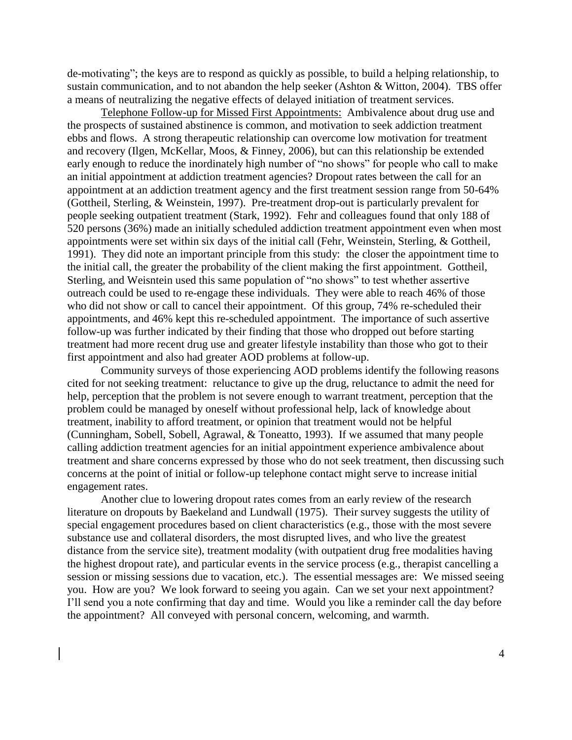de-motivating"; the keys are to respond as quickly as possible, to build a helping relationship, to sustain communication, and to not abandon the help seeker (Ashton & Witton, 2004). TBS offer a means of neutralizing the negative effects of delayed initiation of treatment services.

Telephone Follow-up for Missed First Appointments: Ambivalence about drug use and the prospects of sustained abstinence is common, and motivation to seek addiction treatment ebbs and flows. A strong therapeutic relationship can overcome low motivation for treatment and recovery (Ilgen, McKellar, Moos, & Finney, 2006), but can this relationship be extended early enough to reduce the inordinately high number of "no shows" for people who call to make an initial appointment at addiction treatment agencies? Dropout rates between the call for an appointment at an addiction treatment agency and the first treatment session range from 50-64% (Gottheil, Sterling, & Weinstein, 1997). Pre-treatment drop-out is particularly prevalent for people seeking outpatient treatment (Stark, 1992). Fehr and colleagues found that only 188 of 520 persons (36%) made an initially scheduled addiction treatment appointment even when most appointments were set within six days of the initial call (Fehr, Weinstein, Sterling, & Gottheil, 1991). They did note an important principle from this study: the closer the appointment time to the initial call, the greater the probability of the client making the first appointment. Gottheil, Sterling, and Weisntein used this same population of "no shows" to test whether assertive outreach could be used to re-engage these individuals. They were able to reach 46% of those who did not show or call to cancel their appointment. Of this group, 74% re-scheduled their appointments, and 46% kept this re-scheduled appointment. The importance of such assertive follow-up was further indicated by their finding that those who dropped out before starting treatment had more recent drug use and greater lifestyle instability than those who got to their first appointment and also had greater AOD problems at follow-up.

Community surveys of those experiencing AOD problems identify the following reasons cited for not seeking treatment: reluctance to give up the drug, reluctance to admit the need for help, perception that the problem is not severe enough to warrant treatment, perception that the problem could be managed by oneself without professional help, lack of knowledge about treatment, inability to afford treatment, or opinion that treatment would not be helpful (Cunningham, Sobell, Sobell, Agrawal, & Toneatto, 1993). If we assumed that many people calling addiction treatment agencies for an initial appointment experience ambivalence about treatment and share concerns expressed by those who do not seek treatment, then discussing such concerns at the point of initial or follow-up telephone contact might serve to increase initial engagement rates.

Another clue to lowering dropout rates comes from an early review of the research literature on dropouts by Baekeland and Lundwall (1975). Their survey suggests the utility of special engagement procedures based on client characteristics (e.g., those with the most severe substance use and collateral disorders, the most disrupted lives, and who live the greatest distance from the service site), treatment modality (with outpatient drug free modalities having the highest dropout rate), and particular events in the service process (e.g., therapist cancelling a session or missing sessions due to vacation, etc.). The essential messages are: We missed seeing you. How are you? We look forward to seeing you again. Can we set your next appointment? I'll send you a note confirming that day and time. Would you like a reminder call the day before the appointment? All conveyed with personal concern, welcoming, and warmth.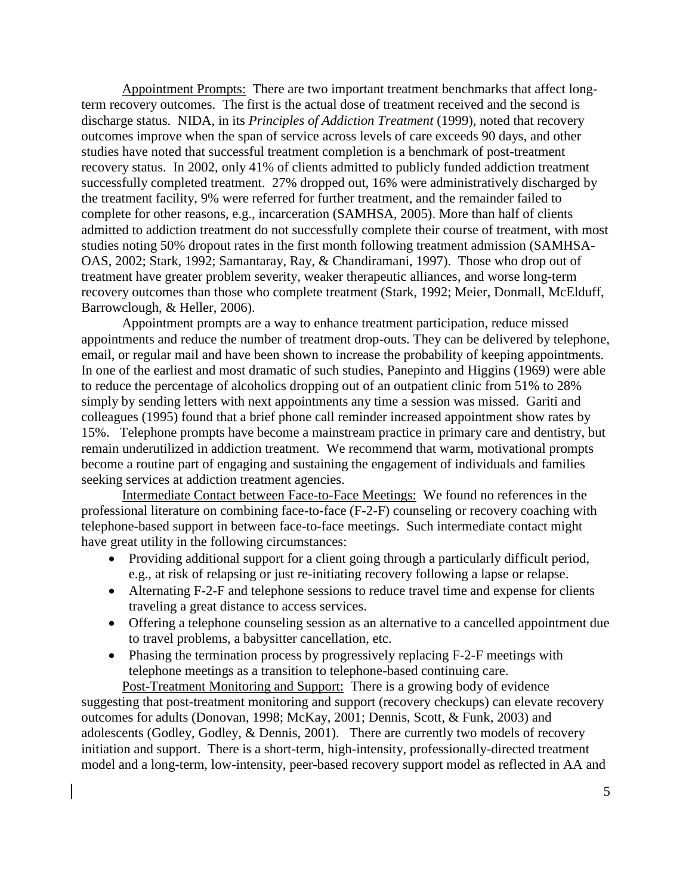Appointment Prompts: There are two important treatment benchmarks that affect long-term recovery outcomes. The first is the actual dose of treatment received and the second is discharge status. NIDA, in its *Principles of Addiction Treatment* (1999), noted that recovery outcomes improve when the span of service across levels of care exceeds 90 days, and other studies have noted that successful treatment completion is a benchmark of post-treatment recovery status. In 2002, only 41% of clients admitted to publicly funded addiction treatment successfully completed treatment. 27% dropped out, 16% were administratively discharged by the treatment facility, 9% were referred for further treatment, and the remainder failed to complete for other reasons, e.g., incarceration (SAMHSA, 2005). More than half of clients admitted to addiction treatment do not successfully complete their course of treatment, with most studies noting 50% dropout rates in the first month following treatment admission (SAMHSA-OAS, 2002; Stark, 1992; Samantaray, Ray, & Chandiramani, 1997). Those who drop out of treatment have greater problem severity, weaker therapeutic alliances, and worse long-term recovery outcomes than those who complete treatment (Stark, 1992; Meier, Donmall, McElduff, Barrowclough, & Heller, 2006).

Appointment prompts are a way to enhance treatment participation, reduce missed appointments and reduce the number of treatment drop-outs. They can be delivered by telephone, email, or regular mail and have been shown to increase the probability of keeping appointments. In one of the earliest and most dramatic of such studies, Panepinto and Higgins (1969) were able to reduce the percentage of alcoholics dropping out of an outpatient clinic from 51% to 28% simply by sending letters with next appointments any time a session was missed. Gariti and colleagues (1995) found that a brief phone call reminder increased appointment show rates by 15%. Telephone prompts have become a mainstream practice in primary care and dentistry, but remain underutilized in addiction treatment. We recommend that warm, motivational prompts become a routine part of engaging and sustaining the engagement of individuals and families seeking services at addiction treatment agencies.

Intermediate Contact between Face-to-Face Meetings: We found no references in the professional literature on combining face-to-face (F-2-F) counseling or recovery coaching with telephone-based support in between face-to-face meetings. Such intermediate contact might have great utility in the following circumstances:

- Providing additional support for a client going through a particularly difficult period, e.g., at risk of relapsing or just re-initiating recovery following a lapse or relapse.
- Alternating F-2-F and telephone sessions to reduce travel time and expense for clients traveling a great distance to access services.
- Offering a telephone counseling session as an alternative to a cancelled appointment due to travel problems, a babysitter cancellation, etc.
- Phasing the termination process by progressively replacing F-2-F meetings with telephone meetings as a transition to telephone-based continuing care.

Post-Treatment Monitoring and Support: There is a growing body of evidence suggesting that post-treatment monitoring and support (recovery checkups) can elevate recovery outcomes for adults (Donovan, 1998; McKay, 2001; Dennis, Scott, & Funk, 2003) and adolescents (Godley, Godley, & Dennis, 2001). There are currently two models of recovery initiation and support. There is a short-term, high-intensity, professionally-directed treatment model and a long-term, low-intensity, peer-based recovery support model as reflected in AA and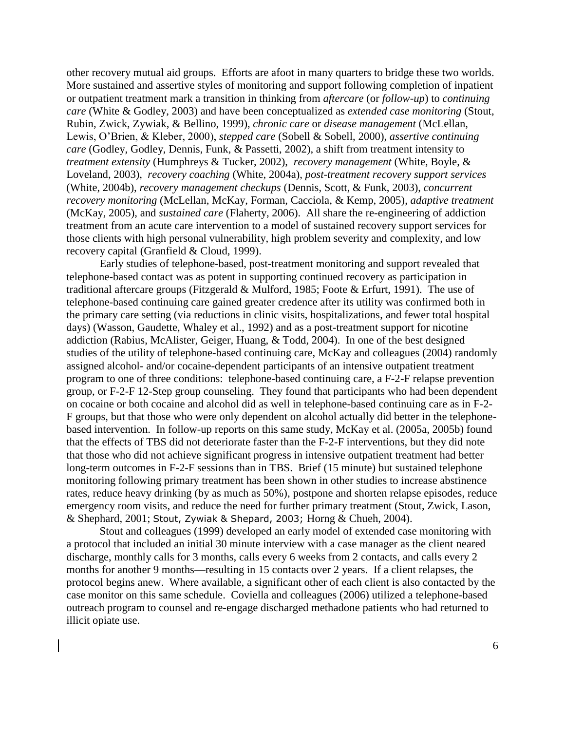other recovery mutual aid groups. Efforts are afoot in many quarters to bridge these two worlds. More sustained and assertive styles of monitoring and support following completion of inpatient or outpatient treatment mark a transition in thinking from *aftercare* (or *follow-up*) to *continuing care* (White & Godley, 2003) and have been conceptualized as *extended case monitoring* (Stout, Rubin, Zwick, Zywiak, & Bellino, 1999), *chronic care* or *disease management* (McLellan, Lewis, O'Brien, & Kleber, 2000), *stepped care* (Sobell & Sobell, 2000), *assertive continuing care* (Godley, Godley, Dennis, Funk, & Passetti, 2002), a shift from treatment intensity to *treatment extensity* (Humphreys & Tucker, 2002), *recovery management* (White, Boyle, & Loveland, 2003), *recovery coaching* (White, 2004a), *post-treatment recovery support services* (White, 2004b), *recovery management checkups* (Dennis, Scott, & Funk, 2003), *concurrent recovery monitoring* (McLellan, McKay, Forman, Cacciola, & Kemp, 2005), *adaptive treatment* (McKay, 2005), and *sustained care* (Flaherty, 2006). All share the re-engineering of addiction treatment from an acute care intervention to a model of sustained recovery support services for those clients with high personal vulnerability, high problem severity and complexity, and low recovery capital (Granfield & Cloud, 1999).

Early studies of telephone-based, post-treatment monitoring and support revealed that telephone-based contact was as potent in supporting continued recovery as participation in traditional aftercare groups (Fitzgerald & Mulford, 1985; Foote & Erfurt, 1991). The use of telephone-based continuing care gained greater credence after its utility was confirmed both in the primary care setting (via reductions in clinic visits, hospitalizations, and fewer total hospital days) (Wasson, Gaudette, Whaley et al., 1992) and as a post-treatment support for nicotine addiction (Rabius, McAlister, Geiger, Huang, & Todd, 2004). In one of the best designed studies of the utility of telephone-based continuing care, McKay and colleagues (2004) randomly assigned alcohol- and/or cocaine-dependent participants of an intensive outpatient treatment program to one of three conditions: telephone-based continuing care, a F-2-F relapse prevention group, or F-2-F 12-Step group counseling. They found that participants who had been dependent on cocaine or both cocaine and alcohol did as well in telephone-based continuing care as in F-2-F groups, but that those who were only dependent on alcohol actually did better in the telephone-based intervention. In follow-up reports on this same study, McKay et al. (2005a, 2005b) found that the effects of TBS did not deteriorate faster than the F-2-F interventions, but they did note that those who did not achieve significant progress in intensive outpatient treatment had better long-term outcomes in F-2-F sessions than in TBS. Brief (15 minute) but sustained telephone monitoring following primary treatment has been shown in other studies to increase abstinence rates, reduce heavy drinking (by as much as 50%), postpone and shorten relapse episodes, reduce emergency room visits, and reduce the need for further primary treatment (Stout, Zwick, Lason, & Shephard, 2001; Stout, Zywiak & Shepard, 2003; Horng & Chueh, 2004).

Stout and colleagues (1999) developed an early model of extended case monitoring with a protocol that included an initial 30 minute interview with a case manager as the client neared discharge, monthly calls for 3 months, calls every 6 weeks from 2 contacts, and calls every 2 months for another 9 months—resulting in 15 contacts over 2 years. If a client relapses, the protocol begins anew. Where available, a significant other of each client is also contacted by the case monitor on this same schedule. Coviella and colleagues (2006) utilized a telephone-based outreach program to counsel and re-engage discharged methadone patients who had returned to illicit opiate use.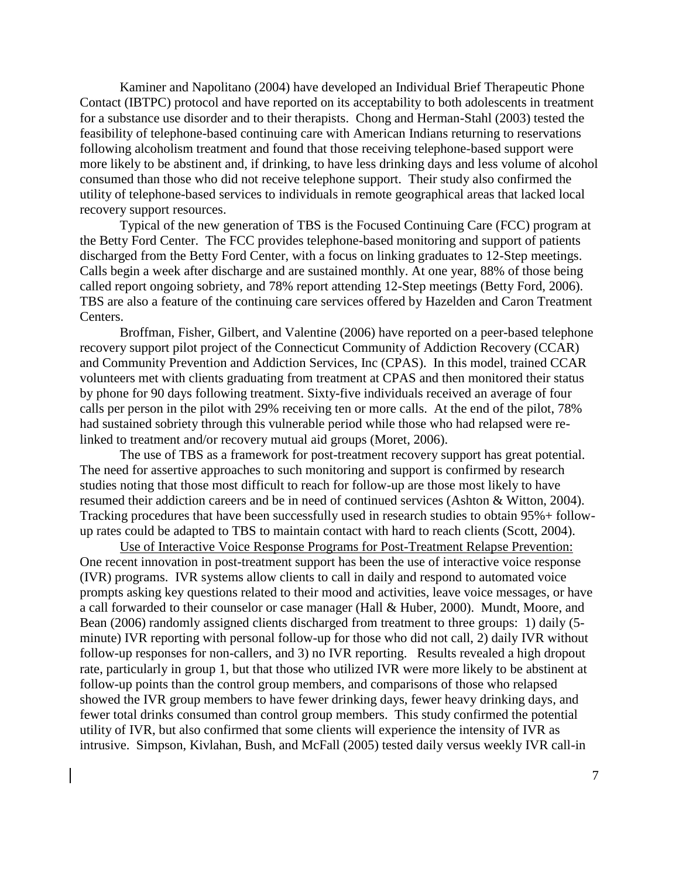Kaminer and Napolitano (2004) have developed an Individual Brief Therapeutic Phone Contact (IBTPC) protocol and have reported on its acceptability to both adolescents in treatment for a substance use disorder and to their therapists. Chong and Herman-Stahl (2003) tested the feasibility of telephone-based continuing care with American Indians returning to reservations following alcoholism treatment and found that those receiving telephone-based support were more likely to be abstinent and, if drinking, to have less drinking days and less volume of alcohol consumed than those who did not receive telephone support. Their study also confirmed the utility of telephone-based services to individuals in remote geographical areas that lacked local recovery support resources.

Typical of the new generation of TBS is the Focused Continuing Care (FCC) program at the Betty Ford Center. The FCC provides telephone-based monitoring and support of patients discharged from the Betty Ford Center, with a focus on linking graduates to 12-Step meetings. Calls begin a week after discharge and are sustained monthly. At one year, 88% of those being called report ongoing sobriety, and 78% report attending 12-Step meetings (Betty Ford, 2006). TBS are also a feature of the continuing care services offered by Hazelden and Caron Treatment Centers.

Broffman, Fisher, Gilbert, and Valentine (2006) have reported on a peer-based telephone recovery support pilot project of the Connecticut Community of Addiction Recovery (CCAR) and Community Prevention and Addiction Services, Inc (CPAS). In this model, trained CCAR volunteers met with clients graduating from treatment at CPAS and then monitored their status by phone for 90 days following treatment. Sixty-five individuals received an average of four calls per person in the pilot with 29% receiving ten or more calls. At the end of the pilot, 78% had sustained sobriety through this vulnerable period while those who had relapsed were re-linked to treatment and/or recovery mutual aid groups (Moret, 2006).

The use of TBS as a framework for post-treatment recovery support has great potential. The need for assertive approaches to such monitoring and support is confirmed by research studies noting that those most difficult to reach for follow-up are those most likely to have resumed their addiction careers and be in need of continued services (Ashton & Witton, 2004). Tracking procedures that have been successfully used in research studies to obtain 95%+ follow-up rates could be adapted to TBS to maintain contact with hard to reach clients (Scott, 2004).

<u>Use of Interactive Voice Response Programs for Post-Treatment Relapse Prevention:</u> One recent innovation in post-treatment support has been the use of interactive voice response (IVR) programs. IVR systems allow clients to call in daily and respond to automated voice prompts asking key questions related to their mood and activities, leave voice messages, or have a call forwarded to their counselor or case manager (Hall & Huber, 2000). Mundt, Moore, and Bean (2006) randomly assigned clients discharged from treatment to three groups: 1) daily (5-minute) IVR reporting with personal follow-up for those who did not call, 2) daily IVR without follow-up responses for non-callers, and 3) no IVR reporting. Results revealed a high dropout rate, particularly in group 1, but that those who utilized IVR were more likely to be abstinent at follow-up points than the control group members, and comparisons of those who relapsed showed the IVR group members to have fewer drinking days, fewer heavy drinking days, and fewer total drinks consumed than control group members. This study confirmed the potential utility of IVR, but also confirmed that some clients will experience the intensity of IVR as intrusive. Simpson, Kivlahan, Bush, and McFall (2005) tested daily versus weekly IVR call-in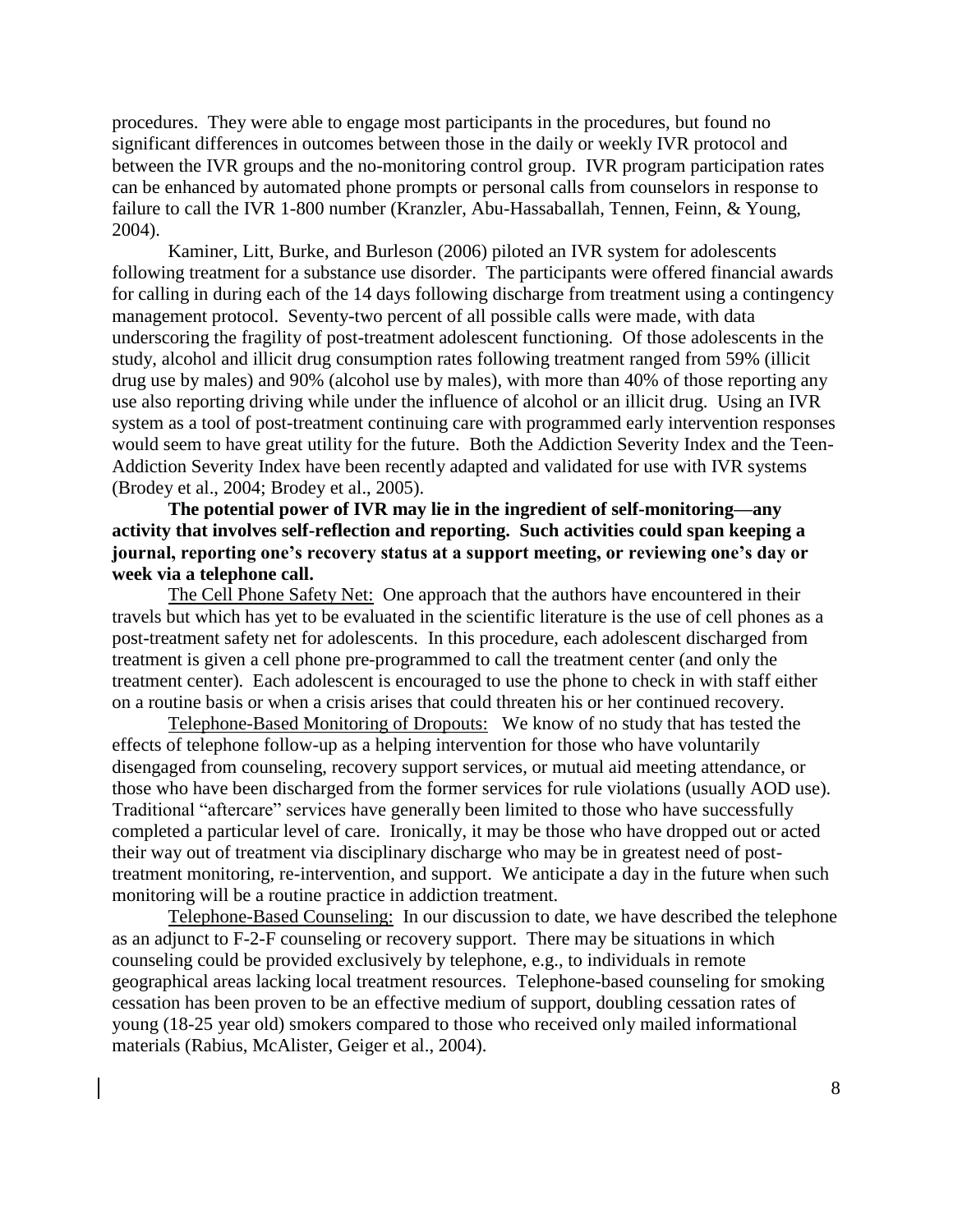procedures. They were able to engage most participants in the procedures, but found no significant differences in outcomes between those in the daily or weekly IVR protocol and between the IVR groups and the no-monitoring control group. IVR program participation rates can be enhanced by automated phone prompts or personal calls from counselors in response to failure to call the IVR 1-800 number (Kranzler, Abu-Hassaballah, Tennen, Feinn, & Young, 2004).

Kaminer, Litt, Burke, and Burleson (2006) piloted an IVR system for adolescents following treatment for a substance use disorder. The participants were offered financial awards for calling in during each of the 14 days following discharge from treatment using a contingency management protocol. Seventy-two percent of all possible calls were made, with data underscoring the fragility of post-treatment adolescent functioning. Of those adolescents in the study, alcohol and illicit drug consumption rates following treatment ranged from 59% (illicit drug use by males) and 90% (alcohol use by males), with more than 40% of those reporting any use also reporting driving while under the influence of alcohol or an illicit drug. Using an IVR system as a tool of post-treatment continuing care with programmed early intervention responses would seem to have great utility for the future. Both the Addiction Severity Index and the Teen-Addiction Severity Index have been recently adapted and validated for use with IVR systems (Brodey et al., 2004; Brodey et al., 2005).

**The potential power of IVR may lie in the ingredient of self-monitoring—any activity that involves self-reflection and reporting. Such activities could span keeping a journal, reporting one's recovery status at a support meeting, or reviewing one's day or week via a telephone call.**

<u>The Cell Phone Safety Net:</u> One approach that the authors have encountered in their travels but which has yet to be evaluated in the scientific literature is the use of cell phones as a post-treatment safety net for adolescents. In this procedure, each adolescent discharged from treatment is given a cell phone pre-programmed to call the treatment center (and only the treatment center). Each adolescent is encouraged to use the phone to check in with staff either on a routine basis or when a crisis arises that could threaten his or her continued recovery.

<u>Telephone-Based Monitoring of Dropouts:</u> We know of no study that has tested the effects of telephone follow-up as a helping intervention for those who have voluntarily disengaged from counseling, recovery support services, or mutual aid meeting attendance, or those who have been discharged from the former services for rule violations (usually AOD use). Traditional "aftercare" services have generally been limited to those who have successfully completed a particular level of care. Ironically, it may be those who have dropped out or acted their way out of treatment via disciplinary discharge who may be in greatest need of post-treatment monitoring, re-intervention, and support. We anticipate a day in the future when such monitoring will be a routine practice in addiction treatment.

<u>Telephone-Based Counseling:</u> In our discussion to date, we have described the telephone as an adjunct to F-2-F counseling or recovery support. There may be situations in which counseling could be provided exclusively by telephone, e.g., to individuals in remote geographical areas lacking local treatment resources. Telephone-based counseling for smoking cessation has been proven to be an effective medium of support, doubling cessation rates of young (18-25 year old) smokers compared to those who received only mailed informational materials (Rabius, McAlister, Geiger et al., 2004).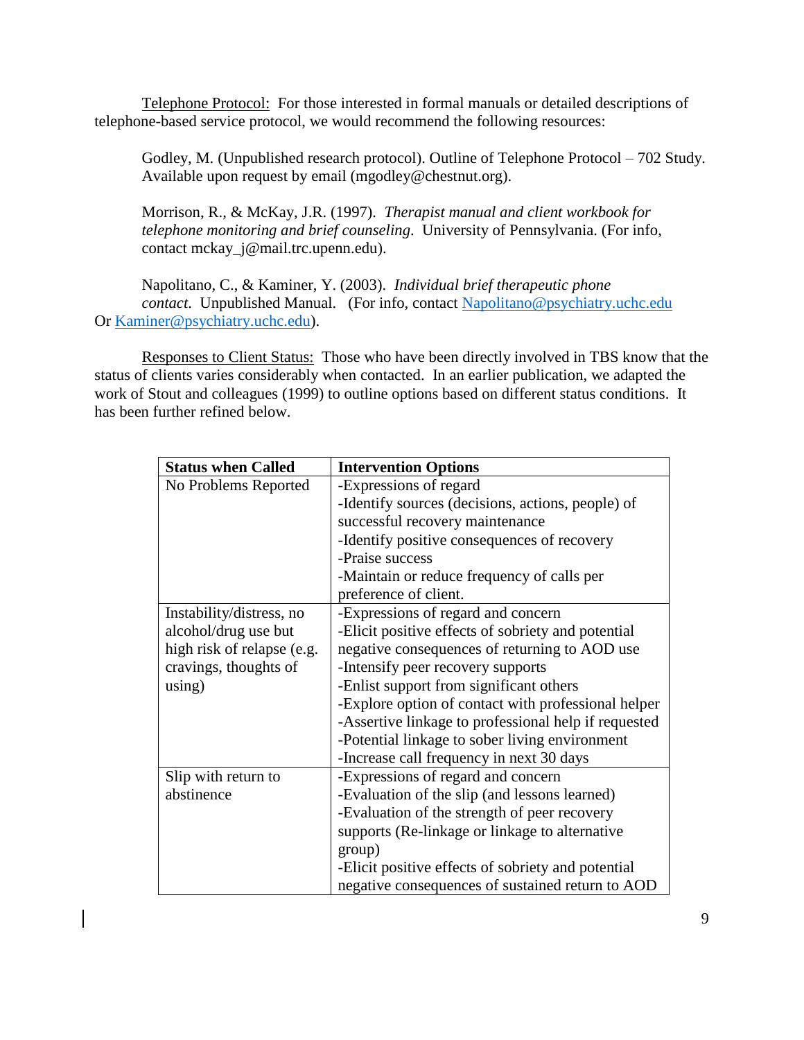Telephone Protocol: For those interested in formal manuals or detailed descriptions of telephone-based service protocol, we would recommend the following resources:

> Godley, M. (Unpublished research protocol). Outline of Telephone Protocol – 702 Study. Available upon request by email (mgodley@chestnut.org).
>
> Morrison, R., & McKay, J.R. (1997). *Therapist manual and client workbook for telephone monitoring and brief counseling*. University of Pennsylvania. (For info, contact mckay_j@mail.trc.upenn.edu).
>
> Napolitano, C., & Kaminer, Y. (2003). *Individual brief therapeutic phone contact*. Unpublished Manual. (For info, contact Napolitano@psychiatry.uchc.edu Or Kaminer@psychiatry.uchc.edu).

Responses to Client Status: Those who have been directly involved in TBS know that the status of clients varies considerably when contacted. In an earlier publication, we adapted the work of Stout and colleagues (1999) to outline options based on different status conditions. It has been further refined below.

| **Status when Called** | **Intervention Options** |
|---|---|
| No Problems Reported | -Expressions of regard<br>-Identify sources (decisions, actions, people) of successful recovery maintenance<br>-Identify positive consequences of recovery<br>-Praise success<br>-Maintain or reduce frequency of calls per preference of client. |
| Instability/distress, no alcohol/drug use but high risk of relapse (e.g. cravings, thoughts of using) | -Expressions of regard and concern<br>-Elicit positive effects of sobriety and potential negative consequences of returning to AOD use<br>-Intensify peer recovery supports<br>-Enlist support from significant others<br>-Explore option of contact with professional helper<br>-Assertive linkage to professional help if requested<br>-Potential linkage to sober living environment<br>-Increase call frequency in next 30 days |
| Slip with return to abstinence | -Expressions of regard and concern<br>-Evaluation of the slip (and lessons learned)<br>-Evaluation of the strength of peer recovery supports (Re-linkage or linkage to alternative group)<br>-Elicit positive effects of sobriety and potential negative consequences of sustained return to AOD |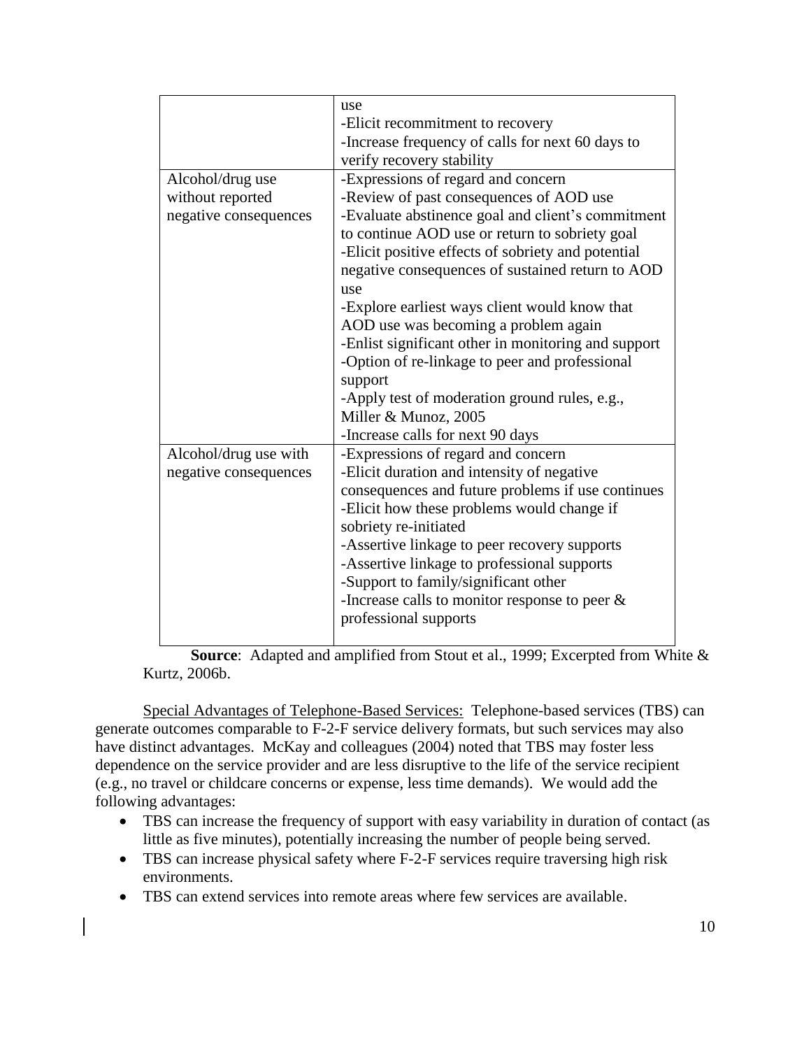| | |
|---|---|
| | use<br>-Elicit recommitment to recovery<br>-Increase frequency of calls for next 60 days to verify recovery stability |
| Alcohol/drug use without reported negative consequences | -Expressions of regard and concern<br>-Review of past consequences of AOD use<br>-Evaluate abstinence goal and client's commitment to continue AOD use or return to sobriety goal<br>-Elicit positive effects of sobriety and potential negative consequences of sustained return to AOD use<br>-Explore earliest ways client would know that AOD use was becoming a problem again<br>-Enlist significant other in monitoring and support<br>-Option of re-linkage to peer and professional support<br>-Apply test of moderation ground rules, e.g., Miller & Munoz, 2005<br>-Increase calls for next 90 days |
| Alcohol/drug use with negative consequences | -Expressions of regard and concern<br>-Elicit duration and intensity of negative consequences and future problems if use continues<br>-Elicit how these problems would change if sobriety re-initiated<br>-Assertive linkage to peer recovery supports<br>-Assertive linkage to professional supports<br>-Support to family/significant other<br>-Increase calls to monitor response to peer & professional supports |

**Source**: Adapted and amplified from Stout et al., 1999; Excerpted from White & Kurtz, 2006b.

Special Advantages of Telephone-Based Services: Telephone-based services (TBS) can generate outcomes comparable to F-2-F service delivery formats, but such services may also have distinct advantages. McKay and colleagues (2004) noted that TBS may foster less dependence on the service provider and are less disruptive to the life of the service recipient (e.g., no travel or childcare concerns or expense, less time demands). We would add the following advantages:

- TBS can increase the frequency of support with easy variability in duration of contact (as little as five minutes), potentially increasing the number of people being served.
- TBS can increase physical safety where F-2-F services require traversing high risk environments.
- TBS can extend services into remote areas where few services are available.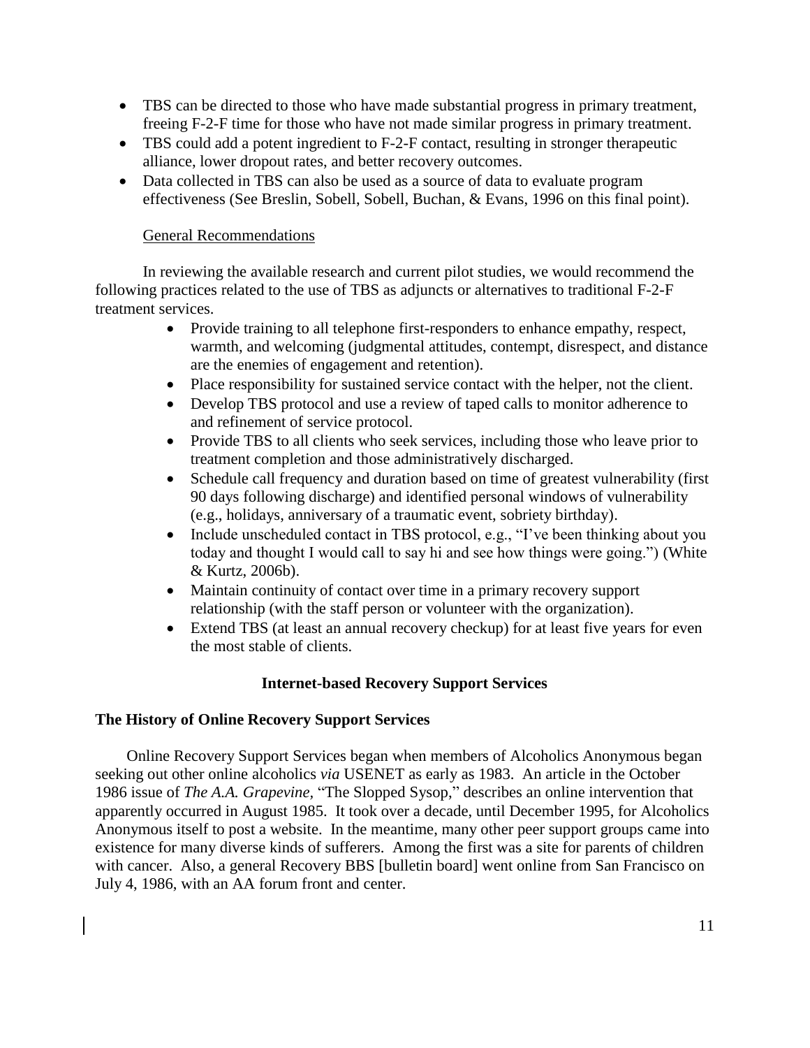- TBS can be directed to those who have made substantial progress in primary treatment, freeing F-2-F time for those who have not made similar progress in primary treatment.
- TBS could add a potent ingredient to F-2-F contact, resulting in stronger therapeutic alliance, lower dropout rates, and better recovery outcomes.
- Data collected in TBS can also be used as a source of data to evaluate program effectiveness (See Breslin, Sobell, Sobell, Buchan, & Evans, 1996 on this final point).

General Recommendations

In reviewing the available research and current pilot studies, we would recommend the following practices related to the use of TBS as adjuncts or alternatives to traditional F-2-F treatment services.

- Provide training to all telephone first-responders to enhance empathy, respect, warmth, and welcoming (judgmental attitudes, contempt, disrespect, and distance are the enemies of engagement and retention).
- Place responsibility for sustained service contact with the helper, not the client.
- Develop TBS protocol and use a review of taped calls to monitor adherence to and refinement of service protocol.
- Provide TBS to all clients who seek services, including those who leave prior to treatment completion and those administratively discharged.
- Schedule call frequency and duration based on time of greatest vulnerability (first 90 days following discharge) and identified personal windows of vulnerability (e.g., holidays, anniversary of a traumatic event, sobriety birthday).
- Include unscheduled contact in TBS protocol, e.g., "I've been thinking about you today and thought I would call to say hi and see how things were going.") (White & Kurtz, 2006b).
- Maintain continuity of contact over time in a primary recovery support relationship (with the staff person or volunteer with the organization).
- Extend TBS (at least an annual recovery checkup) for at least five years for even the most stable of clients.

## Internet-based Recovery Support Services

### The History of Online Recovery Support Services

Online Recovery Support Services began when members of Alcoholics Anonymous began seeking out other online alcoholics *via* USENET as early as 1983. An article in the October 1986 issue of *The A.A. Grapevine,* "The Slopped Sysop," describes an online intervention that apparently occurred in August 1985. It took over a decade, until December 1995, for Alcoholics Anonymous itself to post a website. In the meantime, many other peer support groups came into existence for many diverse kinds of sufferers. Among the first was a site for parents of children with cancer. Also, a general Recovery BBS [bulletin board] went online from San Francisco on July 4, 1986, with an AA forum front and center.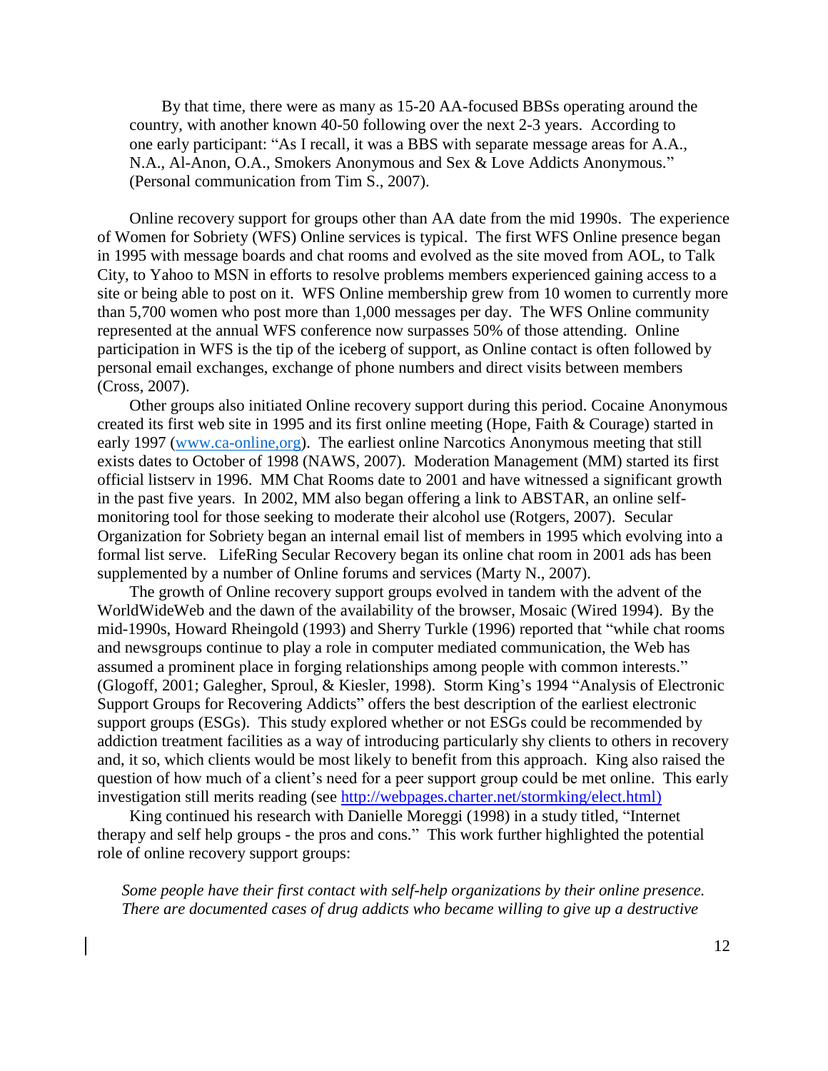By that time, there were as many as 15-20 AA-focused BBSs operating around the country, with another known 40-50 following over the next 2-3 years. According to one early participant: "As I recall, it was a BBS with separate message areas for A.A., N.A., Al-Anon, O.A., Smokers Anonymous and Sex & Love Addicts Anonymous." (Personal communication from Tim S., 2007).

Online recovery support for groups other than AA date from the mid 1990s. The experience of Women for Sobriety (WFS) Online services is typical. The first WFS Online presence began in 1995 with message boards and chat rooms and evolved as the site moved from AOL, to Talk City, to Yahoo to MSN in efforts to resolve problems members experienced gaining access to a site or being able to post on it. WFS Online membership grew from 10 women to currently more than 5,700 women who post more than 1,000 messages per day. The WFS Online community represented at the annual WFS conference now surpasses 50% of those attending. Online participation in WFS is the tip of the iceberg of support, as Online contact is often followed by personal email exchanges, exchange of phone numbers and direct visits between members (Cross, 2007).

Other groups also initiated Online recovery support during this period. Cocaine Anonymous created its first web site in 1995 and its first online meeting (Hope, Faith & Courage) started in early 1997 ([www.ca-online,org](www.ca-online,org)). The earliest online Narcotics Anonymous meeting that still exists dates to October of 1998 (NAWS, 2007). Moderation Management (MM) started its first official listserv in 1996. MM Chat Rooms date to 2001 and have witnessed a significant growth in the past five years. In 2002, MM also began offering a link to ABSTAR, an online self-monitoring tool for those seeking to moderate their alcohol use (Rotgers, 2007). Secular Organization for Sobriety began an internal email list of members in 1995 which evolving into a formal list serve. LifeRing Secular Recovery began its online chat room in 2001 ads has been supplemented by a number of Online forums and services (Marty N., 2007).

The growth of Online recovery support groups evolved in tandem with the advent of the WorldWideWeb and the dawn of the availability of the browser, Mosaic (Wired 1994). By the mid-1990s, Howard Rheingold (1993) and Sherry Turkle (1996) reported that "while chat rooms and newsgroups continue to play a role in computer mediated communication, the Web has assumed a prominent place in forging relationships among people with common interests." (Glogoff, 2001; Galegher, Sproul, & Kiesler, 1998). Storm King's 1994 "Analysis of Electronic Support Groups for Recovering Addicts" offers the best description of the earliest electronic support groups (ESGs). This study explored whether or not ESGs could be recommended by addiction treatment facilities as a way of introducing particularly shy clients to others in recovery and, it so, which clients would be most likely to benefit from this approach. King also raised the question of how much of a client's need for a peer support group could be met online. This early investigation still merits reading (see [http://webpages.charter.net/stormking/elect.html)](http://webpages.charter.net/stormking/elect.html)

King continued his research with Danielle Moreggi (1998) in a study titled, "Internet therapy and self help groups - the pros and cons." This work further highlighted the potential role of online recovery support groups:

> *Some people have their first contact with self-help organizations by their online presence. There are documented cases of drug addicts who became willing to give up a destructive*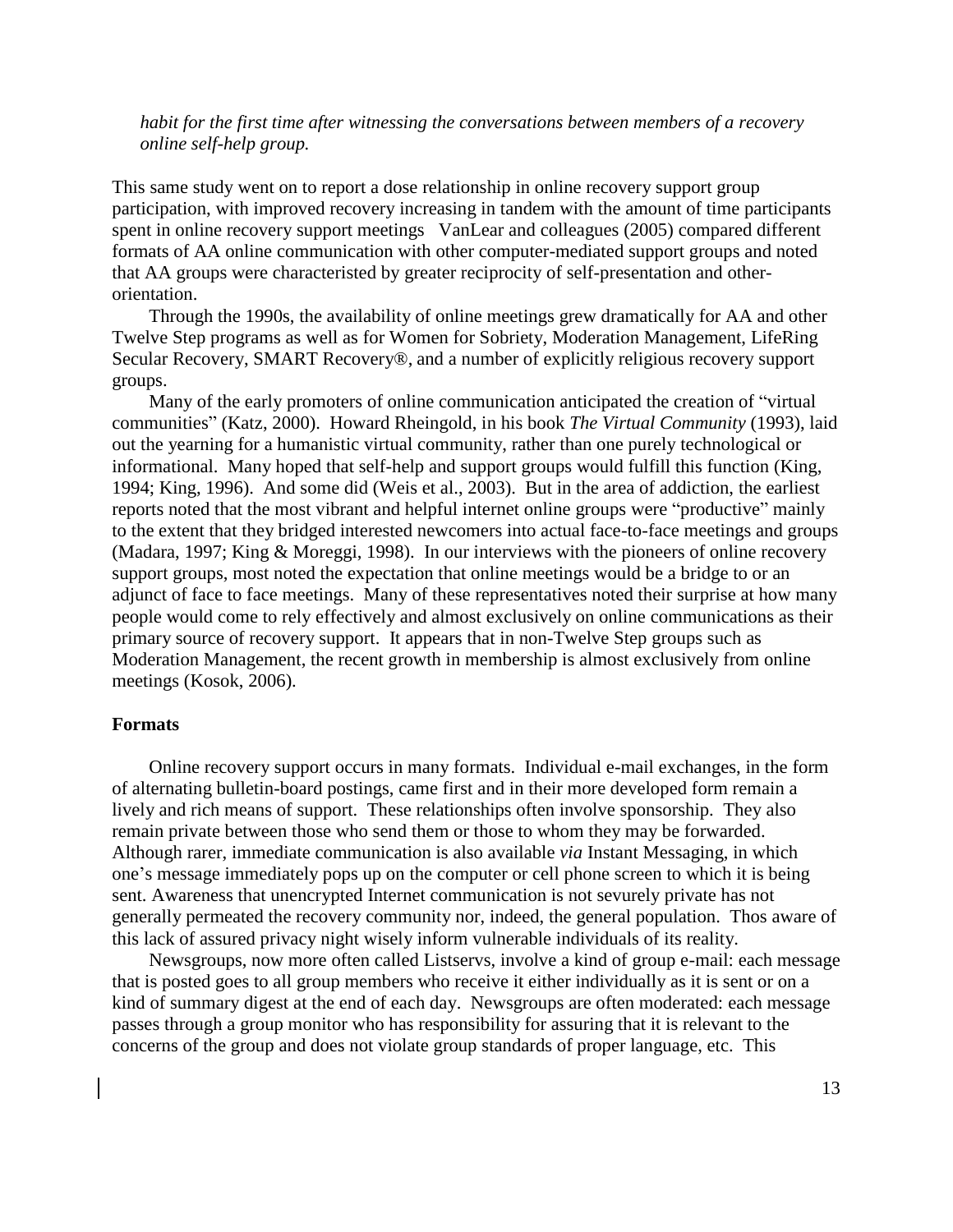*habit for the first time after witnessing the conversations between members of a recovery online self-help group.*

This same study went on to report a dose relationship in online recovery support group participation, with improved recovery increasing in tandem with the amount of time participants spent in online recovery support meetings VanLear and colleagues (2005) compared different formats of AA online communication with other computer-mediated support groups and noted that AA groups were characterised by greater reciprocity of self-presentation and other-orientation.

Through the 1990s, the availability of online meetings grew dramatically for AA and other Twelve Step programs as well as for Women for Sobriety, Moderation Management, LifeRing Secular Recovery, SMART Recovery®, and a number of explicitly religious recovery support groups.

Many of the early promoters of online communication anticipated the creation of "virtual communities" (Katz, 2000). Howard Rheingold, in his book *The Virtual Community* (1993), laid out the yearning for a humanistic virtual community, rather than one purely technological or informational. Many hoped that self-help and support groups would fulfill this function (King, 1994; King, 1996). And some did (Weis et al., 2003). But in the area of addiction, the earliest reports noted that the most vibrant and helpful internet online groups were "productive" mainly to the extent that they bridged interested newcomers into actual face-to-face meetings and groups (Madara, 1997; King & Moreggi, 1998). In our interviews with the pioneers of online recovery support groups, most noted the expectation that online meetings would be a bridge to or an adjunct of face to face meetings. Many of these representatives noted their surprise at how many people would come to rely effectively and almost exclusively on online communications as their primary source of recovery support. It appears that in non-Twelve Step groups such as Moderation Management, the recent growth in membership is almost exclusively from online meetings (Kosok, 2006).

## Formats

Online recovery support occurs in many formats. Individual e-mail exchanges, in the form of alternating bulletin-board postings, came first and in their more developed form remain a lively and rich means of support. These relationships often involve sponsorship. They also remain private between those who send them or those to whom they may be forwarded. Although rarer, immediate communication is also available *via* Instant Messaging, in which one's message immediately pops up on the computer or cell phone screen to which it is being sent. Awareness that unencrypted Internet communication is not sevurely private has not generally permeated the recovery community nor, indeed, the general population. Thos aware of this lack of assured privacy night wisely inform vulnerable individuals of its reality.

Newsgroups, now more often called Listservs, involve a kind of group e-mail: each message that is posted goes to all group members who receive it either individually as it is sent or on a kind of summary digest at the end of each day. Newsgroups are often moderated: each message passes through a group monitor who has responsibility for assuring that it is relevant to the concerns of the group and does not violate group standards of proper language, etc. This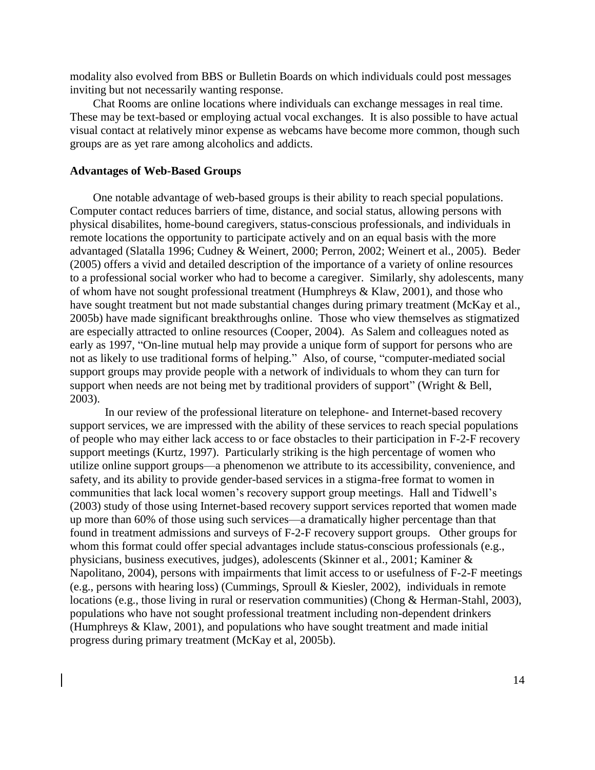modality also evolved from BBS or Bulletin Boards on which individuals could post messages inviting but not necessarily wanting response.

Chat Rooms are online locations where individuals can exchange messages in real time. These may be text-based or employing actual vocal exchanges. It is also possible to have actual visual contact at relatively minor expense as webcams have become more common, though such groups are as yet rare among alcoholics and addicts.

**Advantages of Web-Based Groups**

One notable advantage of web-based groups is their ability to reach special populations. Computer contact reduces barriers of time, distance, and social status, allowing persons with physical disabilites, home-bound caregivers, status-conscious professionals, and individuals in remote locations the opportunity to participate actively and on an equal basis with the more advantaged (Slatalla 1996; Cudney & Weinert, 2000; Perron, 2002; Weinert et al., 2005). Beder (2005) offers a vivid and detailed description of the importance of a variety of online resources to a professional social worker who had to become a caregiver. Similarly, shy adolescents, many of whom have not sought professional treatment (Humphreys & Klaw, 2001), and those who have sought treatment but not made substantial changes during primary treatment (McKay et al., 2005b) have made significant breakthroughs online. Those who view themselves as stigmatized are especially attracted to online resources (Cooper, 2004). As Salem and colleagues noted as early as 1997, "On-line mutual help may provide a unique form of support for persons who are not as likely to use traditional forms of helping." Also, of course, "computer-mediated social support groups may provide people with a network of individuals to whom they can turn for support when needs are not being met by traditional providers of support" (Wright & Bell, 2003).

In our review of the professional literature on telephone- and Internet-based recovery support services, we are impressed with the ability of these services to reach special populations of people who may either lack access to or face obstacles to their participation in F-2-F recovery support meetings (Kurtz, 1997). Particularly striking is the high percentage of women who utilize online support groups—a phenomenon we attribute to its accessibility, convenience, and safety, and its ability to provide gender-based services in a stigma-free format to women in communities that lack local women's recovery support group meetings. Hall and Tidwell's (2003) study of those using Internet-based recovery support services reported that women made up more than 60% of those using such services—a dramatically higher percentage than that found in treatment admissions and surveys of F-2-F recovery support groups. Other groups for whom this format could offer special advantages include status-conscious professionals (e.g., physicians, business executives, judges), adolescents (Skinner et al., 2001; Kaminer & Napolitano, 2004), persons with impairments that limit access to or usefulness of F-2-F meetings (e.g., persons with hearing loss) (Cummings, Sproull & Kiesler, 2002), individuals in remote locations (e.g., those living in rural or reservation communities) (Chong & Herman-Stahl, 2003), populations who have not sought professional treatment including non-dependent drinkers (Humphreys & Klaw, 2001), and populations who have sought treatment and made initial progress during primary treatment (McKay et al, 2005b).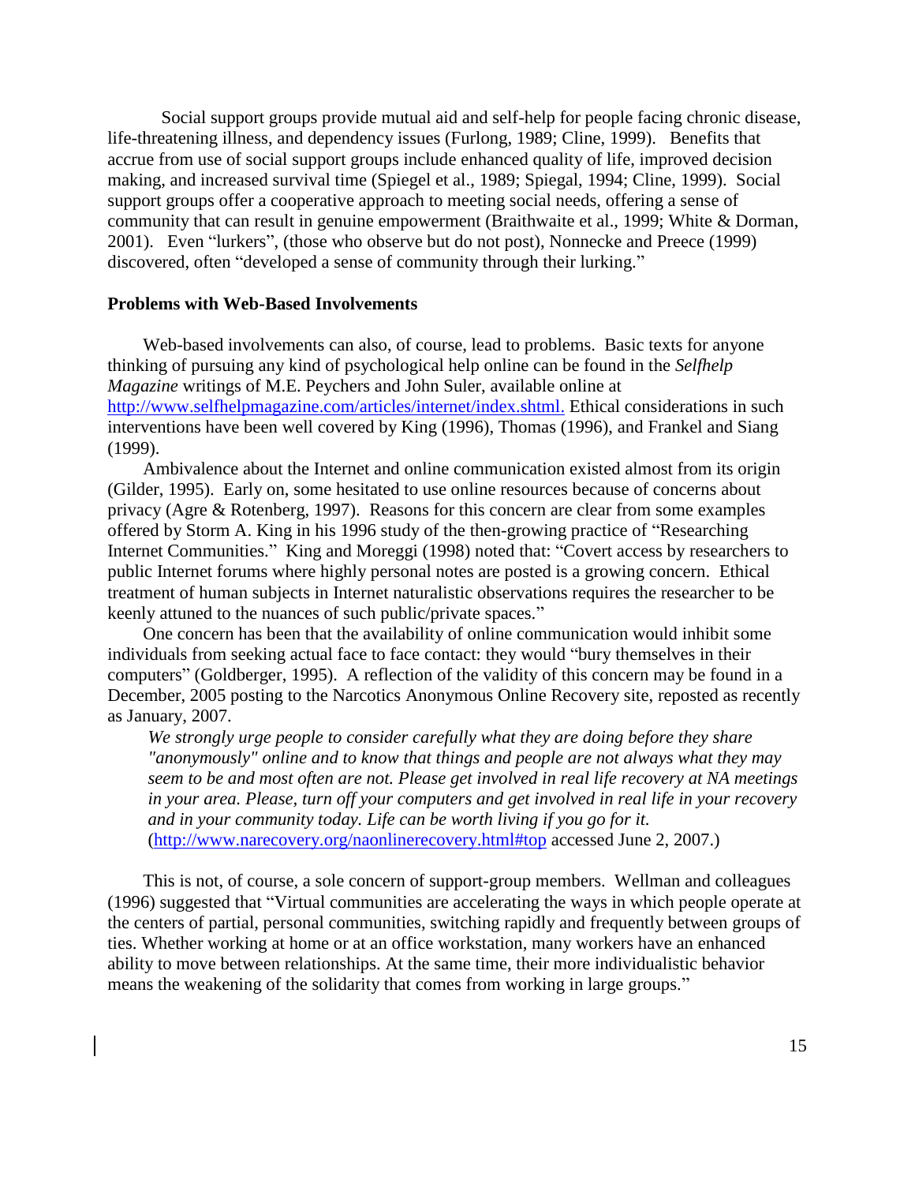Social support groups provide mutual aid and self-help for people facing chronic disease, life-threatening illness, and dependency issues (Furlong, 1989; Cline, 1999). Benefits that accrue from use of social support groups include enhanced quality of life, improved decision making, and increased survival time (Spiegel et al., 1989; Spiegal, 1994; Cline, 1999). Social support groups offer a cooperative approach to meeting social needs, offering a sense of community that can result in genuine empowerment (Braithwaite et al., 1999; White & Dorman, 2001). Even "lurkers", (those who observe but do not post), Nonnecke and Preece (1999) discovered, often "developed a sense of community through their lurking."

**Problems with Web-Based Involvements**

Web-based involvements can also, of course, lead to problems. Basic texts for anyone thinking of pursuing any kind of psychological help online can be found in the *Selfhelp Magazine* writings of M.E. Peychers and John Suler, available online at http://www.selfhelpmagazine.com/articles/internet/index.shtml. Ethical considerations in such interventions have been well covered by King (1996), Thomas (1996), and Frankel and Siang (1999).

Ambivalence about the Internet and online communication existed almost from its origin (Gilder, 1995). Early on, some hesitated to use online resources because of concerns about privacy (Agre & Rotenberg, 1997). Reasons for this concern are clear from some examples offered by Storm A. King in his 1996 study of the then-growing practice of "Researching Internet Communities." King and Moreggi (1998) noted that: "Covert access by researchers to public Internet forums where highly personal notes are posted is a growing concern. Ethical treatment of human subjects in Internet naturalistic observations requires the researcher to be keenly attuned to the nuances of such public/private spaces."

One concern has been that the availability of online communication would inhibit some individuals from seeking actual face to face contact: they would "bury themselves in their computers" (Goldberger, 1995). A reflection of the validity of this concern may be found in a December, 2005 posting to the Narcotics Anonymous Online Recovery site, reposted as recently as January, 2007.

> *We strongly urge people to consider carefully what they are doing before they share "anonymously" online and to know that things and people are not always what they may seem to be and most often are not. Please get involved in real life recovery at NA meetings in your area. Please, turn off your computers and get involved in real life in your recovery and in your community today. Life can be worth living if you go for it.* (http://www.narecovery.org/naonlinerecovery.html#top accessed June 2, 2007.)

This is not, of course, a sole concern of support-group members. Wellman and colleagues (1996) suggested that "Virtual communities are accelerating the ways in which people operate at the centers of partial, personal communities, switching rapidly and frequently between groups of ties. Whether working at home or at an office workstation, many workers have an enhanced ability to move between relationships. At the same time, their more individualistic behavior means the weakening of the solidarity that comes from working in large groups."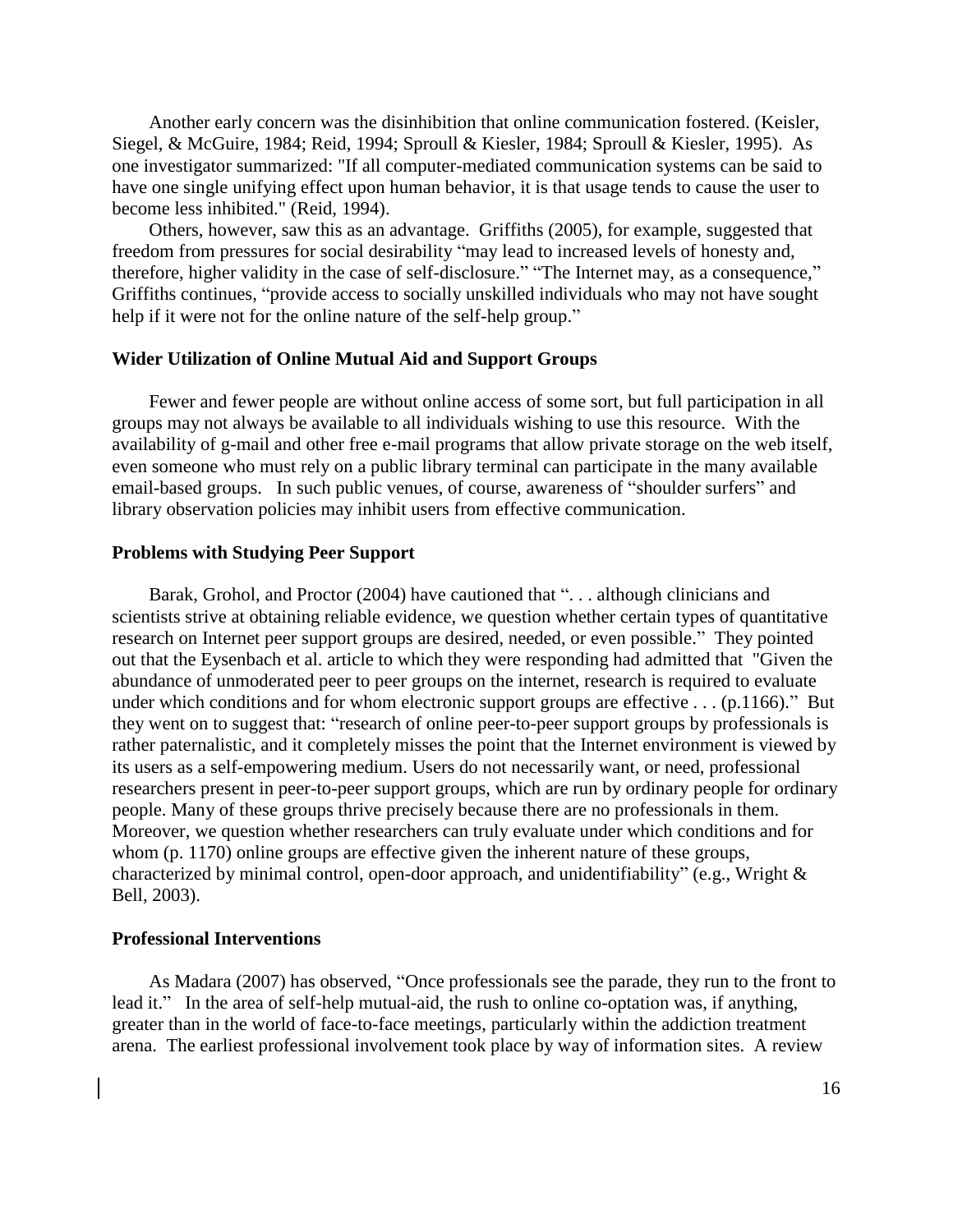Another early concern was the disinhibition that online communication fostered. (Keisler, Siegel, & McGuire, 1984; Reid, 1994; Sproull & Kiesler, 1984; Sproull & Kiesler, 1995). As one investigator summarized: "If all computer-mediated communication systems can be said to have one single unifying effect upon human behavior, it is that usage tends to cause the user to become less inhibited." (Reid, 1994).

Others, however, saw this as an advantage. Griffiths (2005), for example, suggested that freedom from pressures for social desirability "may lead to increased levels of honesty and, therefore, higher validity in the case of self-disclosure." "The Internet may, as a consequence," Griffiths continues, "provide access to socially unskilled individuals who may not have sought help if it were not for the online nature of the self-help group."

**Wider Utilization of Online Mutual Aid and Support Groups**

Fewer and fewer people are without online access of some sort, but full participation in all groups may not always be available to all individuals wishing to use this resource. With the availability of g-mail and other free e-mail programs that allow private storage on the web itself, even someone who must rely on a public library terminal can participate in the many available email-based groups. In such public venues, of course, awareness of "shoulder surfers" and library observation policies may inhibit users from effective communication.

**Problems with Studying Peer Support**

Barak, Grohol, and Proctor (2004) have cautioned that ". . . although clinicians and scientists strive at obtaining reliable evidence, we question whether certain types of quantitative research on Internet peer support groups are desired, needed, or even possible." They pointed out that the Eysenbach et al. article to which they were responding had admitted that "Given the abundance of unmoderated peer to peer groups on the internet, research is required to evaluate under which conditions and for whom electronic support groups are effective . . . (p.1166)." But they went on to suggest that: "research of online peer-to-peer support groups by professionals is rather paternalistic, and it completely misses the point that the Internet environment is viewed by its users as a self-empowering medium. Users do not necessarily want, or need, professional researchers present in peer-to-peer support groups, which are run by ordinary people for ordinary people. Many of these groups thrive precisely because there are no professionals in them. Moreover, we question whether researchers can truly evaluate under which conditions and for whom (p. 1170) online groups are effective given the inherent nature of these groups, characterized by minimal control, open-door approach, and unidentifiability" (e.g., Wright & Bell, 2003).

**Professional Interventions**

As Madara (2007) has observed, "Once professionals see the parade, they run to the front to lead it." In the area of self-help mutual-aid, the rush to online co-optation was, if anything, greater than in the world of face-to-face meetings, particularly within the addiction treatment arena. The earliest professional involvement took place by way of information sites. A review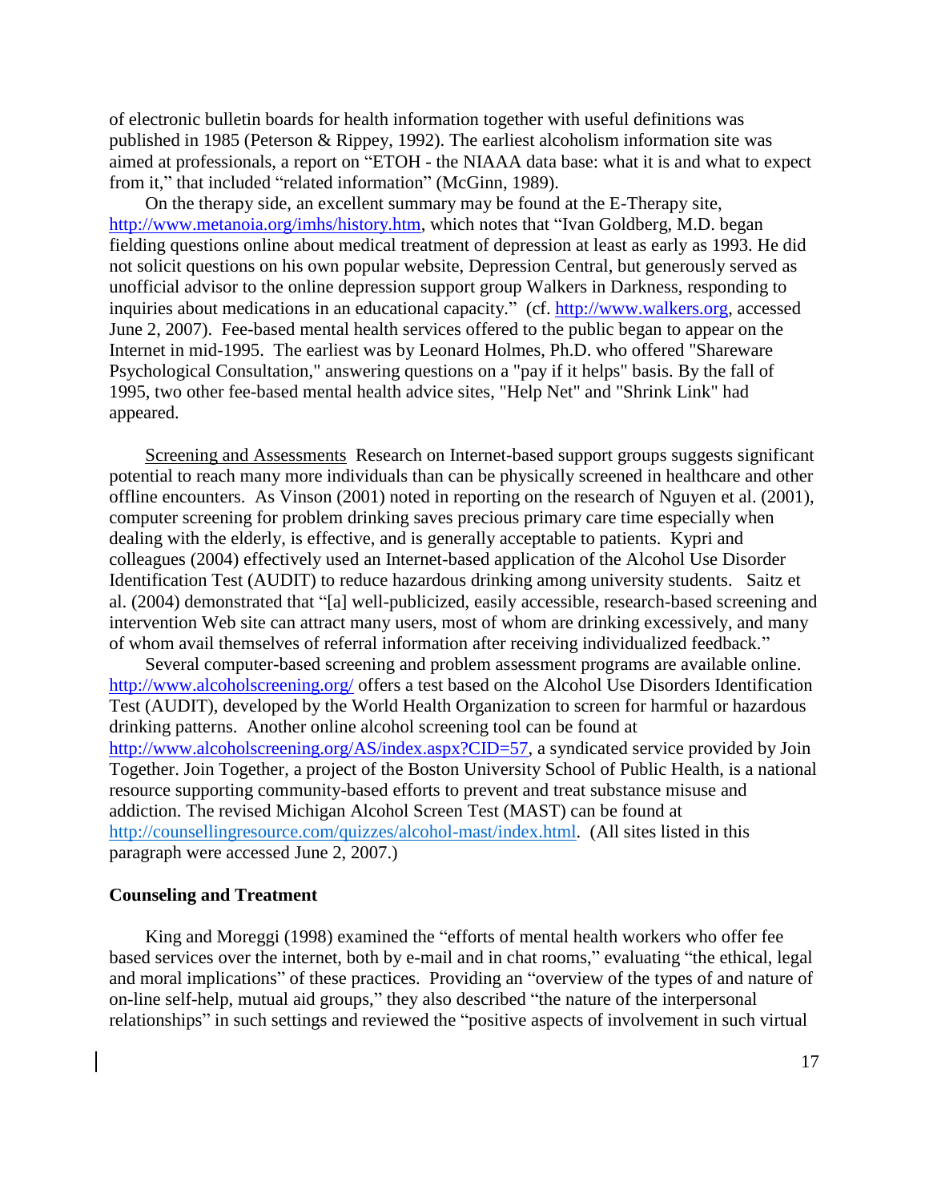of electronic bulletin boards for health information together with useful definitions was published in 1985 (Peterson & Rippey, 1992). The earliest alcoholism information site was aimed at professionals, a report on "ETOH - the NIAAA data base: what it is and what to expect from it," that included "related information" (McGinn, 1989).

On the therapy side, an excellent summary may be found at the E-Therapy site, http://www.metanoia.org/imhs/history.htm, which notes that "Ivan Goldberg, M.D. began fielding questions online about medical treatment of depression at least as early as 1993. He did not solicit questions on his own popular website, Depression Central, but generously served as unofficial advisor to the online depression support group Walkers in Darkness, responding to inquiries about medications in an educational capacity." (cf. http://www.walkers.org, accessed June 2, 2007). Fee-based mental health services offered to the public began to appear on the Internet in mid-1995. The earliest was by Leonard Holmes, Ph.D. who offered "Shareware Psychological Consultation," answering questions on a "pay if it helps" basis. By the fall of 1995, two other fee-based mental health advice sites, "Help Net" and "Shrink Link" had appeared.

Screening and Assessments Research on Internet-based support groups suggests significant potential to reach many more individuals than can be physically screened in healthcare and other offline encounters. As Vinson (2001) noted in reporting on the research of Nguyen et al. (2001), computer screening for problem drinking saves precious primary care time especially when dealing with the elderly, is effective, and is generally acceptable to patients. Kypri and colleagues (2004) effectively used an Internet-based application of the Alcohol Use Disorder Identification Test (AUDIT) to reduce hazardous drinking among university students. Saitz et al. (2004) demonstrated that "[a] well-publicized, easily accessible, research-based screening and intervention Web site can attract many users, most of whom are drinking excessively, and many of whom avail themselves of referral information after receiving individualized feedback."

Several computer-based screening and problem assessment programs are available online. http://www.alcoholscreening.org/ offers a test based on the Alcohol Use Disorders Identification Test (AUDIT), developed by the World Health Organization to screen for harmful or hazardous drinking patterns. Another online alcohol screening tool can be found at http://www.alcoholscreening.org/AS/index.aspx?CID=57, a syndicated service provided by Join Together. Join Together, a project of the Boston University School of Public Health, is a national resource supporting community-based efforts to prevent and treat substance misuse and addiction. The revised Michigan Alcohol Screen Test (MAST) can be found at http://counsellingresource.com/quizzes/alcohol-mast/index.html. (All sites listed in this paragraph were accessed June 2, 2007.)

**Counseling and Treatment**

King and Moreggi (1998) examined the "efforts of mental health workers who offer fee based services over the internet, both by e-mail and in chat rooms," evaluating "the ethical, legal and moral implications" of these practices. Providing an "overview of the types of and nature of on-line self-help, mutual aid groups," they also described "the nature of the interpersonal relationships" in such settings and reviewed the "positive aspects of involvement in such virtual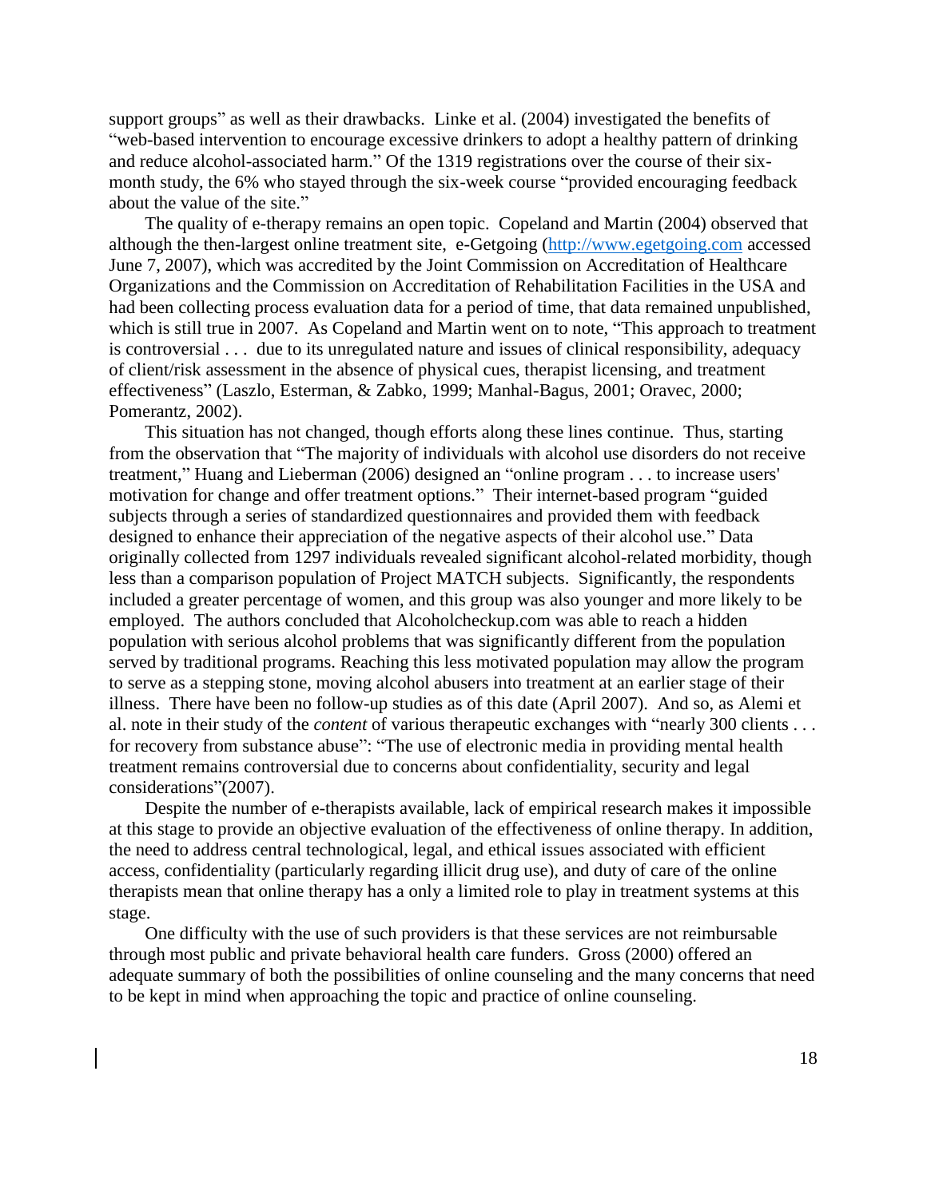support groups" as well as their drawbacks. Linke et al. (2004) investigated the benefits of "web-based intervention to encourage excessive drinkers to adopt a healthy pattern of drinking and reduce alcohol-associated harm." Of the 1319 registrations over the course of their six-month study, the 6% who stayed through the six-week course "provided encouraging feedback about the value of the site."

The quality of e-therapy remains an open topic. Copeland and Martin (2004) observed that although the then-largest online treatment site, e-Getgoing (http://www.egetgoing.com accessed June 7, 2007), which was accredited by the Joint Commission on Accreditation of Healthcare Organizations and the Commission on Accreditation of Rehabilitation Facilities in the USA and had been collecting process evaluation data for a period of time, that data remained unpublished, which is still true in 2007. As Copeland and Martin went on to note, "This approach to treatment is controversial . . . due to its unregulated nature and issues of clinical responsibility, adequacy of client/risk assessment in the absence of physical cues, therapist licensing, and treatment effectiveness" (Laszlo, Esterman, & Zabko, 1999; Manhal-Bagus, 2001; Oravec, 2000; Pomerantz, 2002).

This situation has not changed, though efforts along these lines continue. Thus, starting from the observation that "The majority of individuals with alcohol use disorders do not receive treatment," Huang and Lieberman (2006) designed an "online program . . . to increase users' motivation for change and offer treatment options." Their internet-based program "guided subjects through a series of standardized questionnaires and provided them with feedback designed to enhance their appreciation of the negative aspects of their alcohol use." Data originally collected from 1297 individuals revealed significant alcohol-related morbidity, though less than a comparison population of Project MATCH subjects. Significantly, the respondents included a greater percentage of women, and this group was also younger and more likely to be employed. The authors concluded that Alcoholcheckup.com was able to reach a hidden population with serious alcohol problems that was significantly different from the population served by traditional programs. Reaching this less motivated population may allow the program to serve as a stepping stone, moving alcohol abusers into treatment at an earlier stage of their illness. There have been no follow-up studies as of this date (April 2007). And so, as Alemi et al. note in their study of the *content* of various therapeutic exchanges with "nearly 300 clients . . . for recovery from substance abuse": "The use of electronic media in providing mental health treatment remains controversial due to concerns about confidentiality, security and legal considerations"(2007).

Despite the number of e-therapists available, lack of empirical research makes it impossible at this stage to provide an objective evaluation of the effectiveness of online therapy. In addition, the need to address central technological, legal, and ethical issues associated with efficient access, confidentiality (particularly regarding illicit drug use), and duty of care of the online therapists mean that online therapy has a only a limited role to play in treatment systems at this stage.

One difficulty with the use of such providers is that these services are not reimbursable through most public and private behavioral health care funders. Gross (2000) offered an adequate summary of both the possibilities of online counseling and the many concerns that need to be kept in mind when approaching the topic and practice of online counseling.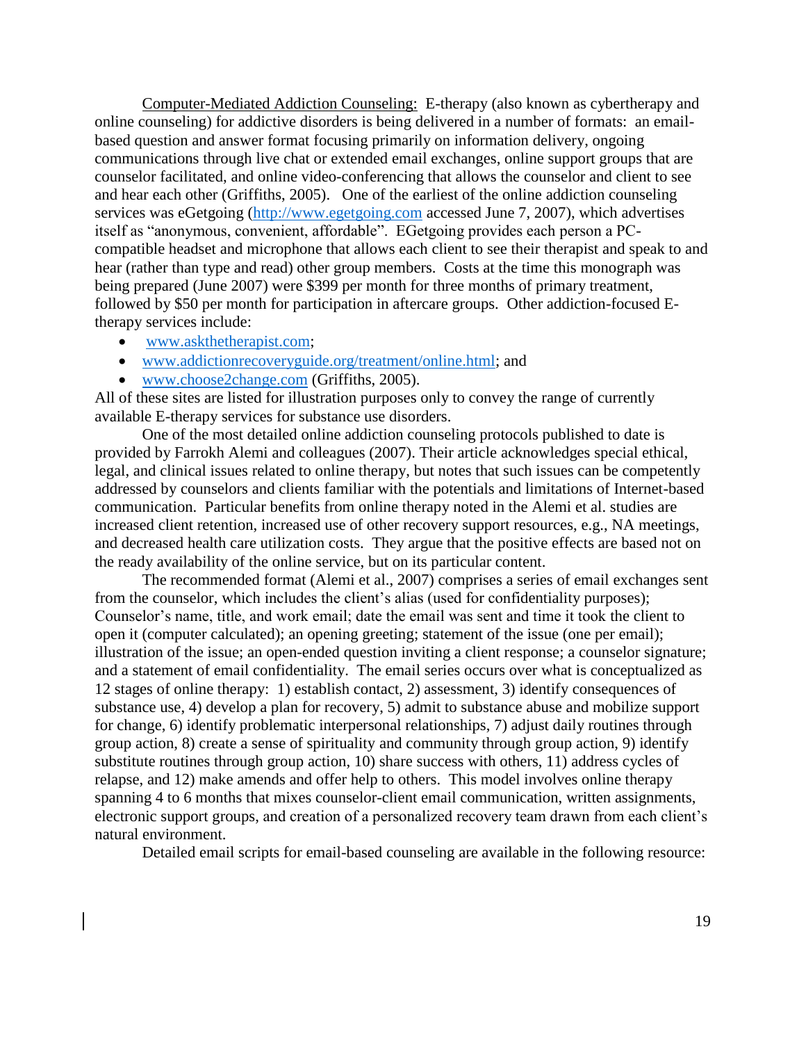Computer-Mediated Addiction Counseling: E-therapy (also known as cybertherapy and online counseling) for addictive disorders is being delivered in a number of formats: an email-based question and answer format focusing primarily on information delivery, ongoing communications through live chat or extended email exchanges, online support groups that are counselor facilitated, and online video-conferencing that allows the counselor and client to see and hear each other (Griffiths, 2005). One of the earliest of the online addiction counseling services was eGetgoing (http://www.egetgoing.com accessed June 7, 2007), which advertises itself as "anonymous, convenient, affordable". EGetgoing provides each person a PC-compatible headset and microphone that allows each client to see their therapist and speak to and hear (rather than type and read) other group members. Costs at the time this monograph was being prepared (June 2007) were $399 per month for three months of primary treatment, followed by $50 per month for participation in aftercare groups. Other addiction-focused E-therapy services include:

- www.askthetherapist.com;
- www.addictionrecoveryguide.org/treatment/online.html; and
- www.choose2change.com (Griffiths, 2005).

All of these sites are listed for illustration purposes only to convey the range of currently available E-therapy services for substance use disorders.

One of the most detailed online addiction counseling protocols published to date is provided by Farrokh Alemi and colleagues (2007). Their article acknowledges special ethical, legal, and clinical issues related to online therapy, but notes that such issues can be competently addressed by counselors and clients familiar with the potentials and limitations of Internet-based communication. Particular benefits from online therapy noted in the Alemi et al. studies are increased client retention, increased use of other recovery support resources, e.g., NA meetings, and decreased health care utilization costs. They argue that the positive effects are based not on the ready availability of the online service, but on its particular content.

The recommended format (Alemi et al., 2007) comprises a series of email exchanges sent from the counselor, which includes the client's alias (used for confidentiality purposes); Counselor's name, title, and work email; date the email was sent and time it took the client to open it (computer calculated); an opening greeting; statement of the issue (one per email); illustration of the issue; an open-ended question inviting a client response; a counselor signature; and a statement of email confidentiality. The email series occurs over what is conceptualized as 12 stages of online therapy: 1) establish contact, 2) assessment, 3) identify consequences of substance use, 4) develop a plan for recovery, 5) admit to substance abuse and mobilize support for change, 6) identify problematic interpersonal relationships, 7) adjust daily routines through group action, 8) create a sense of spirituality and community through group action, 9) identify substitute routines through group action, 10) share success with others, 11) address cycles of relapse, and 12) make amends and offer help to others. This model involves online therapy spanning 4 to 6 months that mixes counselor-client email communication, written assignments, electronic support groups, and creation of a personalized recovery team drawn from each client's natural environment.

Detailed email scripts for email-based counseling are available in the following resource: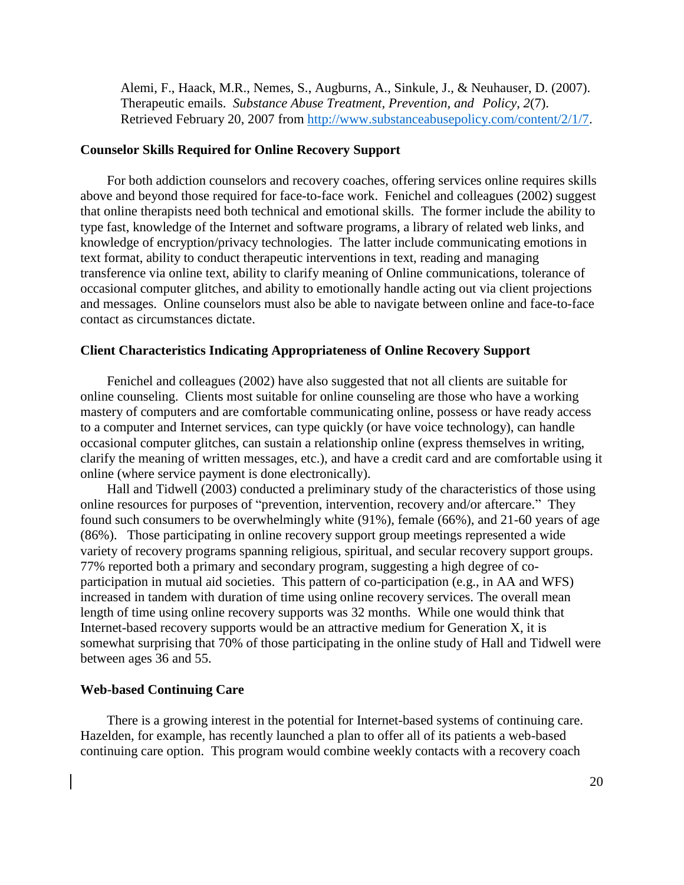Alemi, F., Haack, M.R., Nemes, S., Augburns, A., Sinkule, J., & Neuhauser, D. (2007). Therapeutic emails. *Substance Abuse Treatment, Prevention, and Policy, 2*(7). Retrieved February 20, 2007 from [http://www.substanceabusepolicy.com/content/2/1/7](http://www.substanceabusepolicy.com/content/2/1/7).

**Counselor Skills Required for Online Recovery Support**

For both addiction counselors and recovery coaches, offering services online requires skills above and beyond those required for face-to-face work. Fenichel and colleagues (2002) suggest that online therapists need both technical and emotional skills. The former include the ability to type fast, knowledge of the Internet and software programs, a library of related web links, and knowledge of encryption/privacy technologies. The latter include communicating emotions in text format, ability to conduct therapeutic interventions in text, reading and managing transference via online text, ability to clarify meaning of Online communications, tolerance of occasional computer glitches, and ability to emotionally handle acting out via client projections and messages. Online counselors must also be able to navigate between online and face-to-face contact as circumstances dictate.

**Client Characteristics Indicating Appropriateness of Online Recovery Support**

Fenichel and colleagues (2002) have also suggested that not all clients are suitable for online counseling. Clients most suitable for online counseling are those who have a working mastery of computers and are comfortable communicating online, possess or have ready access to a computer and Internet services, can type quickly (or have voice technology), can handle occasional computer glitches, can sustain a relationship online (express themselves in writing, clarify the meaning of written messages, etc.), and have a credit card and are comfortable using it online (where service payment is done electronically).

Hall and Tidwell (2003) conducted a preliminary study of the characteristics of those using online resources for purposes of "prevention, intervention, recovery and/or aftercare." They found such consumers to be overwhelmingly white (91%), female (66%), and 21-60 years of age (86%). Those participating in online recovery support group meetings represented a wide variety of recovery programs spanning religious, spiritual, and secular recovery support groups. 77% reported both a primary and secondary program, suggesting a high degree of co-participation in mutual aid societies. This pattern of co-participation (e.g., in AA and WFS) increased in tandem with duration of time using online recovery services. The overall mean length of time using online recovery supports was 32 months. While one would think that Internet-based recovery supports would be an attractive medium for Generation X, it is somewhat surprising that 70% of those participating in the online study of Hall and Tidwell were between ages 36 and 55.

**Web-based Continuing Care**

There is a growing interest in the potential for Internet-based systems of continuing care. Hazelden, for example, has recently launched a plan to offer all of its patients a web-based continuing care option. This program would combine weekly contacts with a recovery coach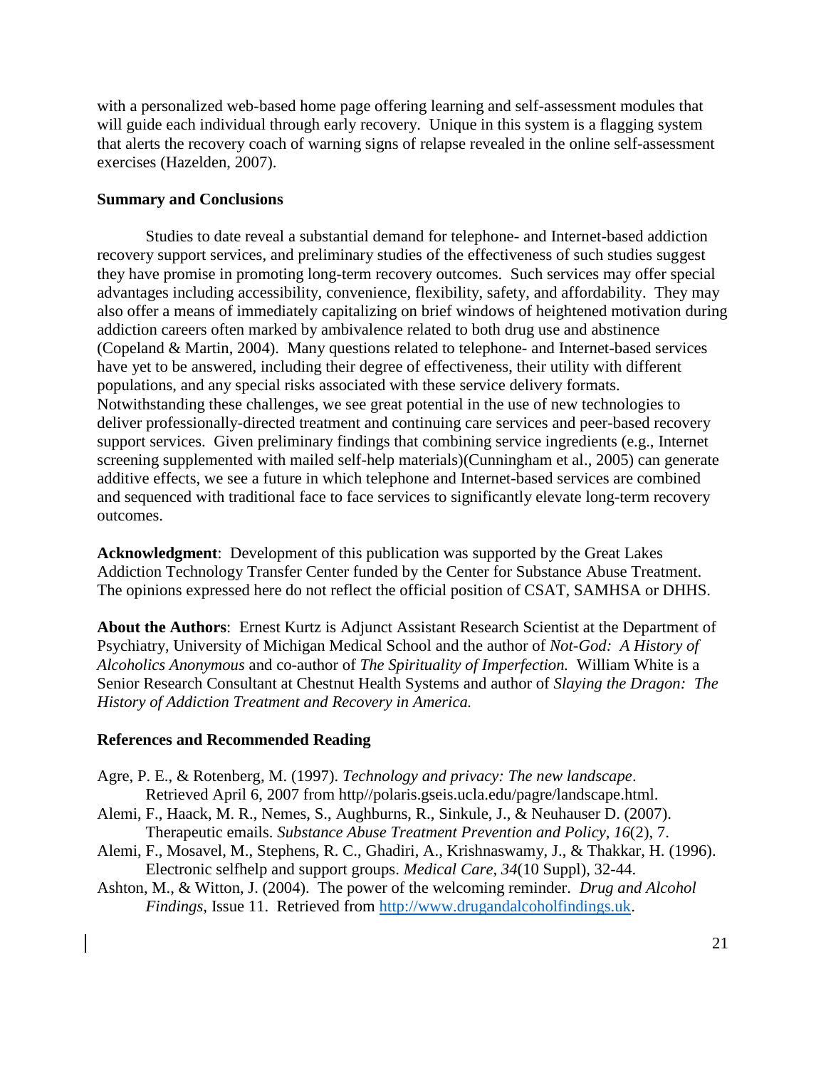with a personalized web-based home page offering learning and self-assessment modules that will guide each individual through early recovery. Unique in this system is a flagging system that alerts the recovery coach of warning signs of relapse revealed in the online self-assessment exercises (Hazelden, 2007).

**Summary and Conclusions**

Studies to date reveal a substantial demand for telephone- and Internet-based addiction recovery support services, and preliminary studies of the effectiveness of such studies suggest they have promise in promoting long-term recovery outcomes. Such services may offer special advantages including accessibility, convenience, flexibility, safety, and affordability. They may also offer a means of immediately capitalizing on brief windows of heightened motivation during addiction careers often marked by ambivalence related to both drug use and abstinence (Copeland & Martin, 2004). Many questions related to telephone- and Internet-based services have yet to be answered, including their degree of effectiveness, their utility with different populations, and any special risks associated with these service delivery formats. Notwithstanding these challenges, we see great potential in the use of new technologies to deliver professionally-directed treatment and continuing care services and peer-based recovery support services. Given preliminary findings that combining service ingredients (e.g., Internet screening supplemented with mailed self-help materials)(Cunningham et al., 2005) can generate additive effects, we see a future in which telephone and Internet-based services are combined and sequenced with traditional face to face services to significantly elevate long-term recovery outcomes.

**Acknowledgment**: Development of this publication was supported by the Great Lakes Addiction Technology Transfer Center funded by the Center for Substance Abuse Treatment. The opinions expressed here do not reflect the official position of CSAT, SAMHSA or DHHS.

**About the Authors**: Ernest Kurtz is Adjunct Assistant Research Scientist at the Department of Psychiatry, University of Michigan Medical School and the author of *Not-God: A History of Alcoholics Anonymous* and co-author of *The Spirituality of Imperfection.* William White is a Senior Research Consultant at Chestnut Health Systems and author of *Slaying the Dragon: The History of Addiction Treatment and Recovery in America.*

**References and Recommended Reading**

Agre, P. E., & Rotenberg, M. (1997). *Technology and privacy: The new landscape*. Retrieved April 6, 2007 from http//polaris.gseis.ucla.edu/pagre/landscape.html.

Alemi, F., Haack, M. R., Nemes, S., Aughburns, R., Sinkule, J., & Neuhauser D. (2007). Therapeutic emails. *Substance Abuse Treatment Prevention and Policy, 16*(2), 7.

Alemi, F., Mosavel, M., Stephens, R. C., Ghadiri, A., Krishnaswamy, J., & Thakkar, H. (1996). Electronic selfhelp and support groups. *Medical Care, 34*(10 Suppl), 32-44.

Ashton, M., & Witton, J. (2004). The power of the welcoming reminder. *Drug and Alcohol Findings*, Issue 11. Retrieved from http://www.drugandalcoholfindings.uk.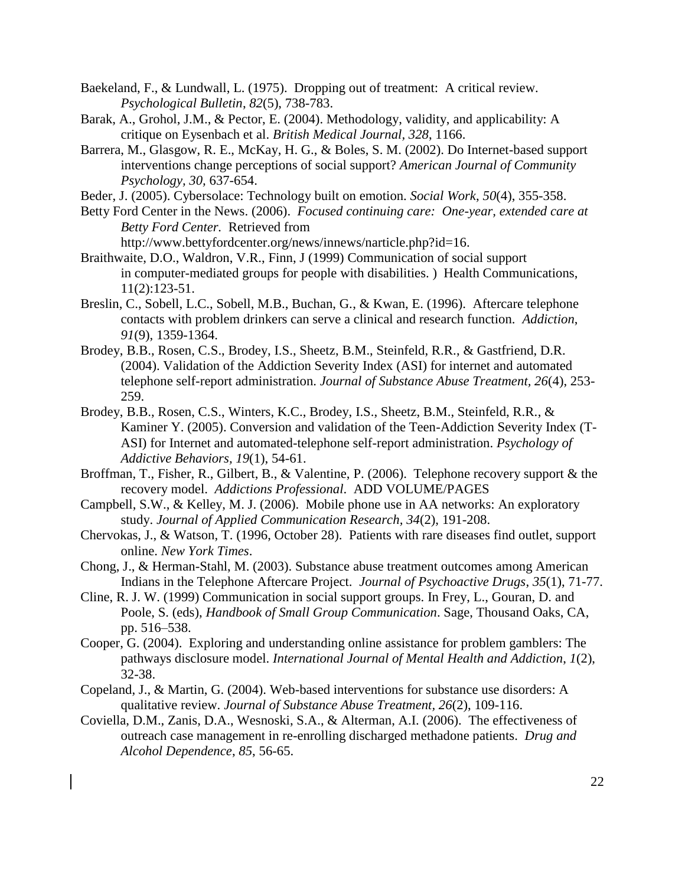Baekeland, F., & Lundwall, L. (1975). Dropping out of treatment: A critical review. *Psychological Bulletin*, *82*(5), 738-783.

Barak, A., Grohol, J.M., & Pector, E. (2004). Methodology, validity, and applicability: A critique on Eysenbach et al. *British Medical Journal, 328*, 1166.

Barrera, M., Glasgow, R. E., McKay, H. G., & Boles, S. M. (2002). Do Internet-based support interventions change perceptions of social support? *American Journal of Community Psychology, 30,* 637-654.

Beder, J. (2005). Cybersolace: Technology built on emotion. *Social Work*, *50*(4), 355-358.

Betty Ford Center in the News. (2006). *Focused continuing care: One-year, extended care at Betty Ford Center.* Retrieved from http://www.bettyfordcenter.org/news/innews/narticle.php?id=16.

Braithwaite, D.O., Waldron, V.R., Finn, J (1999) Communication of social support in computer-mediated groups for people with disabilities. ) Health Communications, 11(2):123-51.

Breslin, C., Sobell, L.C., Sobell, M.B., Buchan, G., & Kwan, E. (1996). Aftercare telephone contacts with problem drinkers can serve a clinical and research function. *Addiction*, *91*(9), 1359-1364.

Brodey, B.B., Rosen, C.S., Brodey, I.S., Sheetz, B.M., Steinfeld, R.R., & Gastfriend, D.R. (2004). Validation of the Addiction Severity Index (ASI) for internet and automated telephone self-report administration. *Journal of Substance Abuse Treatment, 26*(4), 253-259.

Brodey, B.B., Rosen, C.S., Winters, K.C., Brodey, I.S., Sheetz, B.M., Steinfeld, R.R., & Kaminer Y. (2005). Conversion and validation of the Teen-Addiction Severity Index (T-ASI) for Internet and automated-telephone self-report administration. *Psychology of Addictive Behaviors, 19*(1), 54-61.

Broffman, T., Fisher, R., Gilbert, B., & Valentine, P. (2006). Telephone recovery support & the recovery model. *Addictions Professional*. ADD VOLUME/PAGES

Campbell, S.W., & Kelley, M. J. (2006). Mobile phone use in AA networks: An exploratory study. *Journal of Applied Communication Research, 34*(2), 191-208.

Chervokas, J., & Watson, T. (1996, October 28). Patients with rare diseases find outlet, support online. *New York Times*.

Chong, J., & Herman-Stahl, M. (2003). Substance abuse treatment outcomes among American Indians in the Telephone Aftercare Project. *Journal of Psychoactive Drugs*, *35*(1), 71-77.

Cline, R. J. W. (1999) Communication in social support groups. In Frey, L., Gouran, D. and Poole, S. (eds), *Handbook of Small Group Communication*. Sage, Thousand Oaks, CA, pp. 516–538.

Cooper, G. (2004). Exploring and understanding online assistance for problem gamblers: The pathways disclosure model. *International Journal of Mental Health and Addiction*, *1*(2), 32-38.

Copeland, J., & Martin, G. (2004). Web-based interventions for substance use disorders: A qualitative review. *Journal of Substance Abuse Treatment, 26*(2), 109-116.

Coviella, D.M., Zanis, D.A., Wesnoski, S.A., & Alterman, A.I. (2006). The effectiveness of outreach case management in re-enrolling discharged methadone patients. *Drug and Alcohol Dependence*, *85*, 56-65.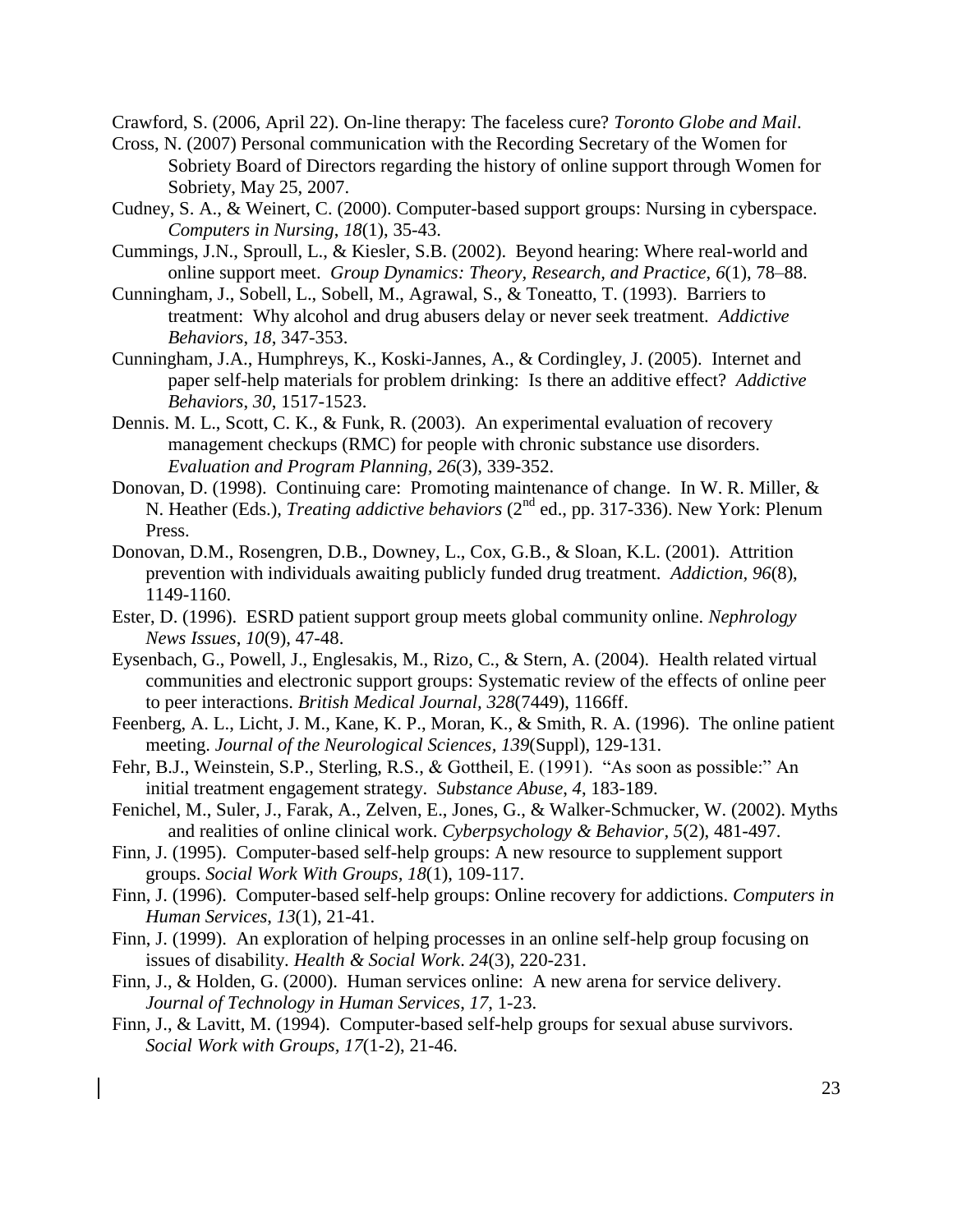Crawford, S. (2006, April 22). On-line therapy: The faceless cure? *Toronto Globe and Mail*.

Cross, N. (2007) Personal communication with the Recording Secretary of the Women for Sobriety Board of Directors regarding the history of online support through Women for Sobriety, May 25, 2007.

Cudney, S. A., & Weinert, C. (2000). Computer-based support groups: Nursing in cyberspace. *Computers in Nursing*, *18*(1), 35-43.

Cummings, J.N., Sproull, L., & Kiesler, S.B. (2002). Beyond hearing: Where real-world and online support meet. *Group Dynamics: Theory, Research, and Practice*, *6*(1), 78–88.

Cunningham, J., Sobell, L., Sobell, M., Agrawal, S., & Toneatto, T. (1993). Barriers to treatment: Why alcohol and drug abusers delay or never seek treatment. *Addictive Behaviors*, *18*, 347-353.

Cunningham, J.A., Humphreys, K., Koski-Jannes, A., & Cordingley, J. (2005). Internet and paper self-help materials for problem drinking: Is there an additive effect? *Addictive Behaviors*, *30*, 1517-1523.

Dennis. M. L., Scott, C. K., & Funk, R. (2003). An experimental evaluation of recovery management checkups (RMC) for people with chronic substance use disorders. *Evaluation and Program Planning, 26*(3), 339-352.

Donovan, D. (1998). Continuing care: Promoting maintenance of change. In W. R. Miller, & N. Heather (Eds.), *Treating addictive behaviors* (2nd ed., pp. 317-336). New York: Plenum Press.

Donovan, D.M., Rosengren, D.B., Downey, L., Cox, G.B., & Sloan, K.L. (2001). Attrition prevention with individuals awaiting publicly funded drug treatment. *Addiction, 96*(8), 1149-1160.

Ester, D. (1996). ESRD patient support group meets global community online. *Nephrology News Issues*, *10*(9), 47-48.

Eysenbach, G., Powell, J., Englesakis, M., Rizo, C., & Stern, A. (2004). Health related virtual communities and electronic support groups: Systematic review of the effects of online peer to peer interactions. *British Medical Journal, 328*(7449), 1166ff.

Feenberg, A. L., Licht, J. M., Kane, K. P., Moran, K., & Smith, R. A. (1996). The online patient meeting. *Journal of the Neurological Sciences, 139*(Suppl), 129-131.

Fehr, B.J., Weinstein, S.P., Sterling, R.S., & Gottheil, E. (1991). "As soon as possible:" An initial treatment engagement strategy. *Substance Abuse, 4*, 183-189.

Fenichel, M., Suler, J., Farak, A., Zelven, E., Jones, G., & Walker-Schmucker, W. (2002). Myths and realities of online clinical work. *Cyberpsychology & Behavior, 5*(2), 481-497.

Finn, J. (1995). Computer-based self-help groups: A new resource to supplement support groups. *Social Work With Groups*, *18*(1), 109-117.

Finn, J. (1996). Computer-based self-help groups: Online recovery for addictions. *Computers in Human Services*, *13*(1), 21-41.

Finn, J. (1999). An exploration of helping processes in an online self-help group focusing on issues of disability. *Health & Social Work*. *24*(3), 220-231.

Finn, J., & Holden, G. (2000). Human services online: A new arena for service delivery. *Journal of Technology in Human Services*, *17*, 1-23.

Finn, J., & Lavitt, M. (1994). Computer-based self-help groups for sexual abuse survivors. *Social Work with Groups*, *17*(1-2), 21-46.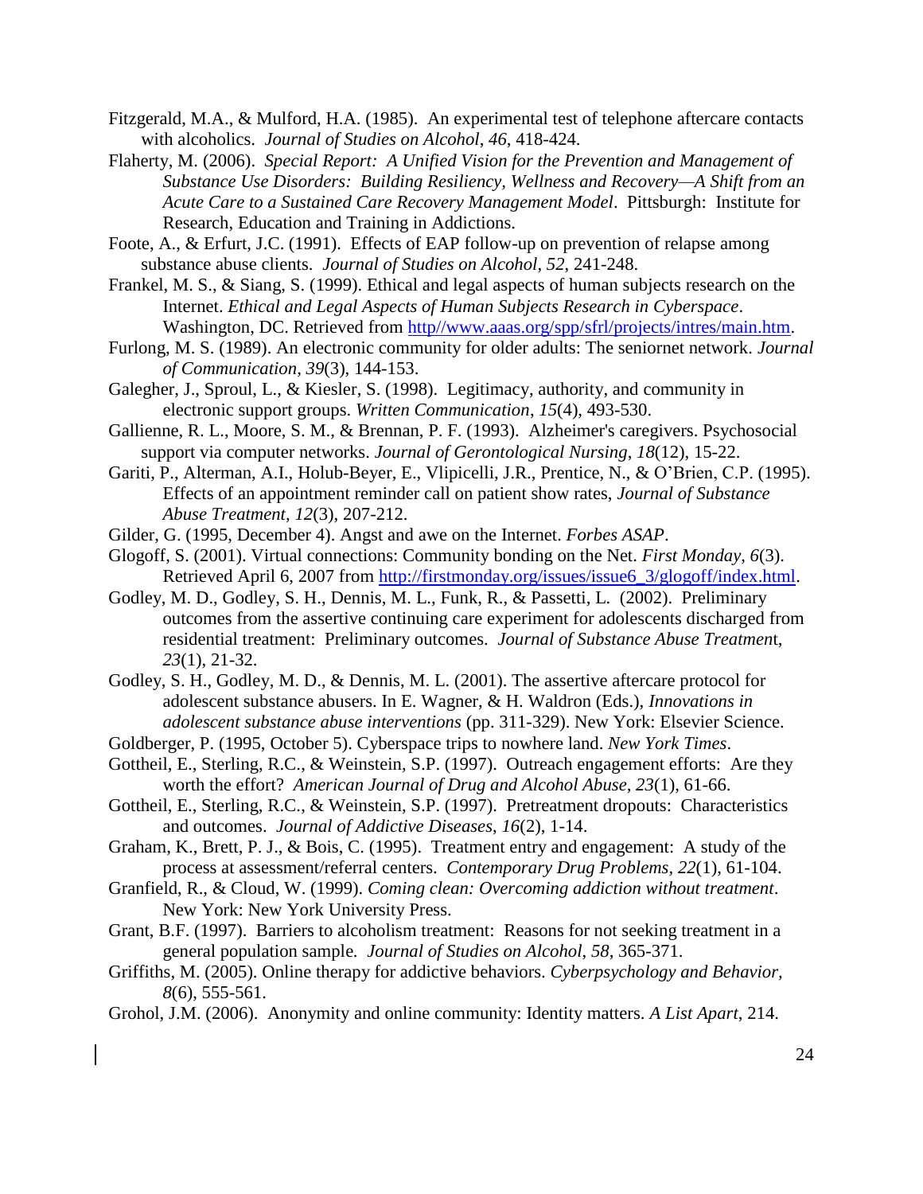Fitzgerald, M.A., & Mulford, H.A. (1985). An experimental test of telephone aftercare contacts with alcoholics. *Journal of Studies on Alcohol*, *46*, 418-424.

Flaherty, M. (2006). *Special Report: A Unified Vision for the Prevention and Management of Substance Use Disorders: Building Resiliency, Wellness and Recovery—A Shift from an Acute Care to a Sustained Care Recovery Management Model*. Pittsburgh: Institute for Research, Education and Training in Addictions.

Foote, A., & Erfurt, J.C. (1991). Effects of EAP follow-up on prevention of relapse among substance abuse clients. *Journal of Studies on Alcohol*, *52*, 241-248.

Frankel, M. S., & Siang, S. (1999). Ethical and legal aspects of human subjects research on the Internet. *Ethical and Legal Aspects of Human Subjects Research in Cyberspace*. Washington, DC. Retrieved from http//www.aaas.org/spp/sfrl/projects/intres/main.htm.

Furlong, M. S. (1989). An electronic community for older adults: The seniornet network. *Journal of Communication, 39*(3), 144-153.

Galegher, J., Sproul, L., & Kiesler, S. (1998). Legitimacy, authority, and community in electronic support groups. *Written Communication*, *15*(4), 493-530.

Gallienne, R. L., Moore, S. M., & Brennan, P. F. (1993). Alzheimer's caregivers. Psychosocial support via computer networks. *Journal of Gerontological Nursing*, *18*(12), 15-22.

Gariti, P., Alterman, A.I., Holub-Beyer, E., Vlipicelli, J.R., Prentice, N., & O'Brien, C.P. (1995). Effects of an appointment reminder call on patient show rates, *Journal of Substance Abuse Treatment, 12*(3), 207-212.

Gilder, G. (1995, December 4). Angst and awe on the Internet. *Forbes ASAP*.

Glogoff, S. (2001). Virtual connections: Community bonding on the Net. *First Monday, 6*(3). Retrieved April 6, 2007 from http://firstmonday.org/issues/issue6_3/glogoff/index.html.

Godley, M. D., Godley, S. H., Dennis, M. L., Funk, R., & Passetti, L. (2002). Preliminary outcomes from the assertive continuing care experiment for adolescents discharged from residential treatment: Preliminary outcomes. *Journal of Substance Abuse Treatmen*t, *23*(1), 21-32.

Godley, S. H., Godley, M. D., & Dennis, M. L. (2001). The assertive aftercare protocol for adolescent substance abusers. In E. Wagner, & H. Waldron (Eds.), *Innovations in adolescent substance abuse interventions* (pp. 311-329). New York: Elsevier Science.

Goldberger, P. (1995, October 5). Cyberspace trips to nowhere land. *New York Times*.

Gottheil, E., Sterling, R.C., & Weinstein, S.P. (1997). Outreach engagement efforts: Are they worth the effort? *American Journal of Drug and Alcohol Abuse, 23*(1), 61-66.

Gottheil, E., Sterling, R.C., & Weinstein, S.P. (1997). Pretreatment dropouts: Characteristics and outcomes. *Journal of Addictive Diseases*, *16*(2), 1-14.

Graham, K., Brett, P. J., & Bois, C. (1995). Treatment entry and engagement: A study of the process at assessment/referral centers. *Contemporary Drug Problems, 22*(1), 61-104.

Granfield, R., & Cloud, W. (1999). *Coming clean: Overcoming addiction without treatment*. New York: New York University Press.

Grant, B.F. (1997). Barriers to alcoholism treatment: Reasons for not seeking treatment in a general population sample*. Journal of Studies on Alcohol*, *58*, 365-371.

Griffiths, M. (2005). Online therapy for addictive behaviors. *Cyberpsychology and Behavior, 8*(6), 555-561.

Grohol, J.M. (2006). Anonymity and online community: Identity matters. *A List Apart*, 214.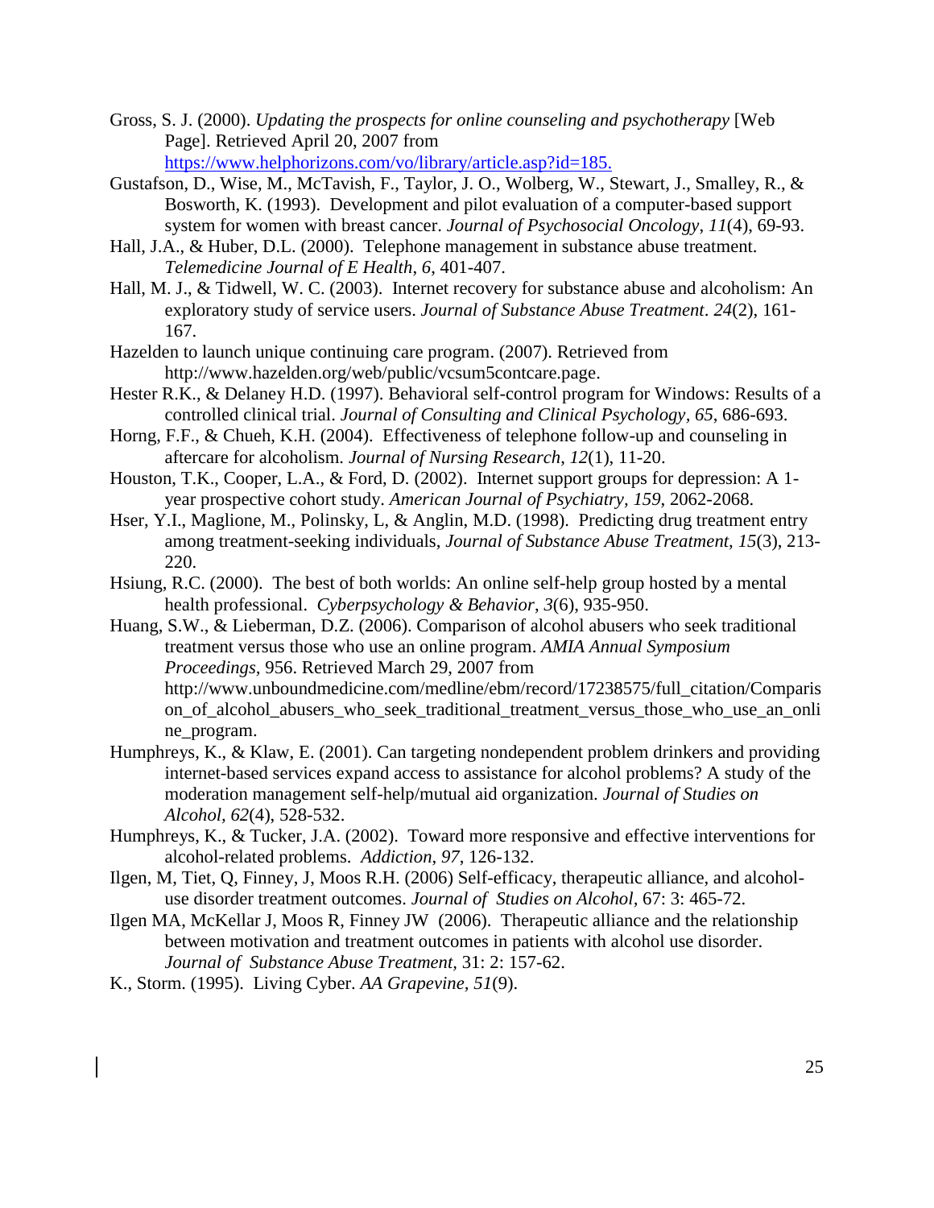Gross, S. J. (2000). *Updating the prospects for online counseling and psychotherapy* [Web Page]. Retrieved April 20, 2007 from https://www.helphorizons.com/vo/library/article.asp?id=185.

Gustafson, D., Wise, M., McTavish, F., Taylor, J. O., Wolberg, W., Stewart, J., Smalley, R., & Bosworth, K. (1993). Development and pilot evaluation of a computer-based support system for women with breast cancer. *Journal of Psychosocial Oncology*, *11*(4), 69-93.

Hall, J.A., & Huber, D.L. (2000). Telephone management in substance abuse treatment. *Telemedicine Journal of E Health*, *6*, 401-407.

Hall, M. J., & Tidwell, W. C. (2003). Internet recovery for substance abuse and alcoholism: An exploratory study of service users. *Journal of Substance Abuse Treatment*. *24*(2), 161-167.

Hazelden to launch unique continuing care program. (2007). Retrieved from http://www.hazelden.org/web/public/vcsum5contcare.page.

Hester R.K., & Delaney H.D. (1997). Behavioral self-control program for Windows: Results of a controlled clinical trial. *Journal of Consulting and Clinical Psychology, 65*, 686-693.

Horng, F.F., & Chueh, K.H. (2004). Effectiveness of telephone follow-up and counseling in aftercare for alcoholism. *Journal of Nursing Research*, *12*(1), 11-20.

Houston, T.K., Cooper, L.A., & Ford, D. (2002). Internet support groups for depression: A 1-year prospective cohort study. *American Journal of Psychiatry, 159*, 2062-2068.

Hser, Y.I., Maglione, M., Polinsky, L, & Anglin, M.D. (1998). Predicting drug treatment entry among treatment-seeking individuals, *Journal of Substance Abuse Treatment, 15*(3), 213-220.

Hsiung, R.C. (2000). The best of both worlds: An online self-help group hosted by a mental health professional. *Cyberpsychology & Behavior*, *3*(6), 935-950.

Huang, S.W., & Lieberman, D.Z. (2006). Comparison of alcohol abusers who seek traditional treatment versus those who use an online program. *AMIA Annual Symposium Proceedings*, 956. Retrieved March 29, 2007 from http://www.unboundmedicine.com/medline/ebm/record/17238575/full_citation/Comparison_of_alcohol_abusers_who_seek_traditional_treatment_versus_those_who_use_an_online_program.

Humphreys, K., & Klaw, E. (2001). Can targeting nondependent problem drinkers and providing internet-based services expand access to assistance for alcohol problems? A study of the moderation management self-help/mutual aid organization. *Journal of Studies on Alcohol*, *62*(4), 528-532.

Humphreys, K., & Tucker, J.A. (2002). Toward more responsive and effective interventions for alcohol-related problems. *Addiction*, *97*, 126-132.

Ilgen, M, Tiet, Q, Finney, J, Moos R.H. (2006) Self-efficacy, therapeutic alliance, and alcohol-use disorder treatment outcomes. *Journal of Studies on Alcohol*, 67: 3: 465-72.

Ilgen MA, McKellar J, Moos R, Finney JW (2006). Therapeutic alliance and the relationship between motivation and treatment outcomes in patients with alcohol use disorder. *Journal of Substance Abuse Treatment*, 31: 2: 157-62.

K., Storm. (1995). Living Cyber. *AA Grapevine, 51*(9).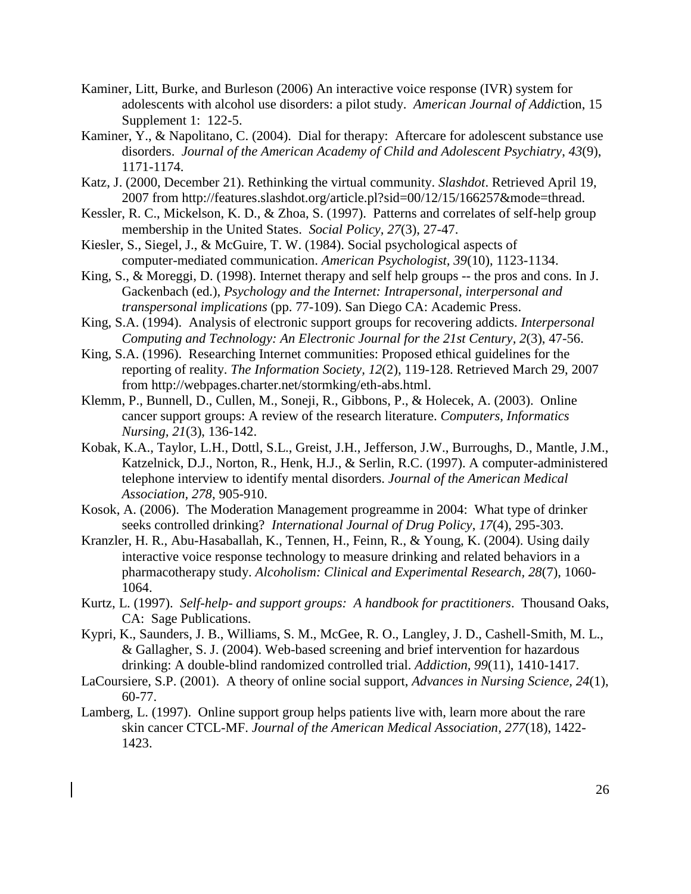Kaminer, Litt, Burke, and Burleson (2006) An interactive voice response (IVR) system for adolescents with alcohol use disorders: a pilot study. *American Journal of Addic*tion, 15 Supplement 1: 122-5.

Kaminer, Y., & Napolitano, C. (2004). Dial for therapy: Aftercare for adolescent substance use disorders. *Journal of the American Academy of Child and Adolescent Psychiatry*, *43*(9), 1171-1174.

Katz, J. (2000, December 21). Rethinking the virtual community. *Slashdot*. Retrieved April 19, 2007 from http://features.slashdot.org/article.pl?sid=00/12/15/166257&mode=thread.

Kessler, R. C., Mickelson, K. D., & Zhoa, S. (1997). Patterns and correlates of self-help group membership in the United States. *Social Policy*, *27*(3), 27-47.

Kiesler, S., Siegel, J., & McGuire, T. W. (1984). Social psychological aspects of computer-mediated communication. *American Psychologist*, *39*(10), 1123-1134.

King, S., & Moreggi, D. (1998). Internet therapy and self help groups -- the pros and cons. In J. Gackenbach (ed.), *Psychology and the Internet: Intrapersonal, interpersonal and transpersonal implications* (pp. 77-109). San Diego CA: Academic Press.

King, S.A. (1994). Analysis of electronic support groups for recovering addicts. *Interpersonal Computing and Technology: An Electronic Journal for the 21st Century*, *2*(3), 47-56.

King, S.A. (1996). Researching Internet communities: Proposed ethical guidelines for the reporting of reality. *The Information Society*, *12*(2), 119-128. Retrieved March 29, 2007 from http://webpages.charter.net/stormking/eth-abs.html.

Klemm, P., Bunnell, D., Cullen, M., Soneji, R., Gibbons, P., & Holecek, A. (2003). Online cancer support groups: A review of the research literature. *Computers, Informatics Nursing, 21*(3), 136-142.

Kobak, K.A., Taylor, L.H., Dottl, S.L., Greist, J.H., Jefferson, J.W., Burroughs, D., Mantle, J.M., Katzelnick, D.J., Norton, R., Henk, H.J., & Serlin, R.C. (1997). A computer-administered telephone interview to identify mental disorders. *Journal of the American Medical Association, 278*, 905-910.

Kosok, A. (2006). The Moderation Management progreamme in 2004: What type of drinker seeks controlled drinking? *International Journal of Drug Policy*, *17*(4), 295-303.

Kranzler, H. R., Abu-Hasaballah, K., Tennen, H., Feinn, R., & Young, K. (2004). Using daily interactive voice response technology to measure drinking and related behaviors in a pharmacotherapy study. *Alcoholism: Clinical and Experimental Research*, *28*(7), 1060-1064.

Kurtz, L. (1997). *Self-help- and support groups: A handbook for practitioners*. Thousand Oaks, CA: Sage Publications.

Kypri, K., Saunders, J. B., Williams, S. M., McGee, R. O., Langley, J. D., Cashell-Smith, M. L., & Gallagher, S. J. (2004). Web-based screening and brief intervention for hazardous drinking: A double-blind randomized controlled trial. *Addiction*, *99*(11), 1410-1417.

LaCoursiere, S.P. (2001). A theory of online social support, *Advances in Nursing Science, 24*(1), 60-77.

Lamberg, L. (1997). Online support group helps patients live with, learn more about the rare skin cancer CTCL-MF. *Journal of the American Medical Association, 277*(18), 1422-1423.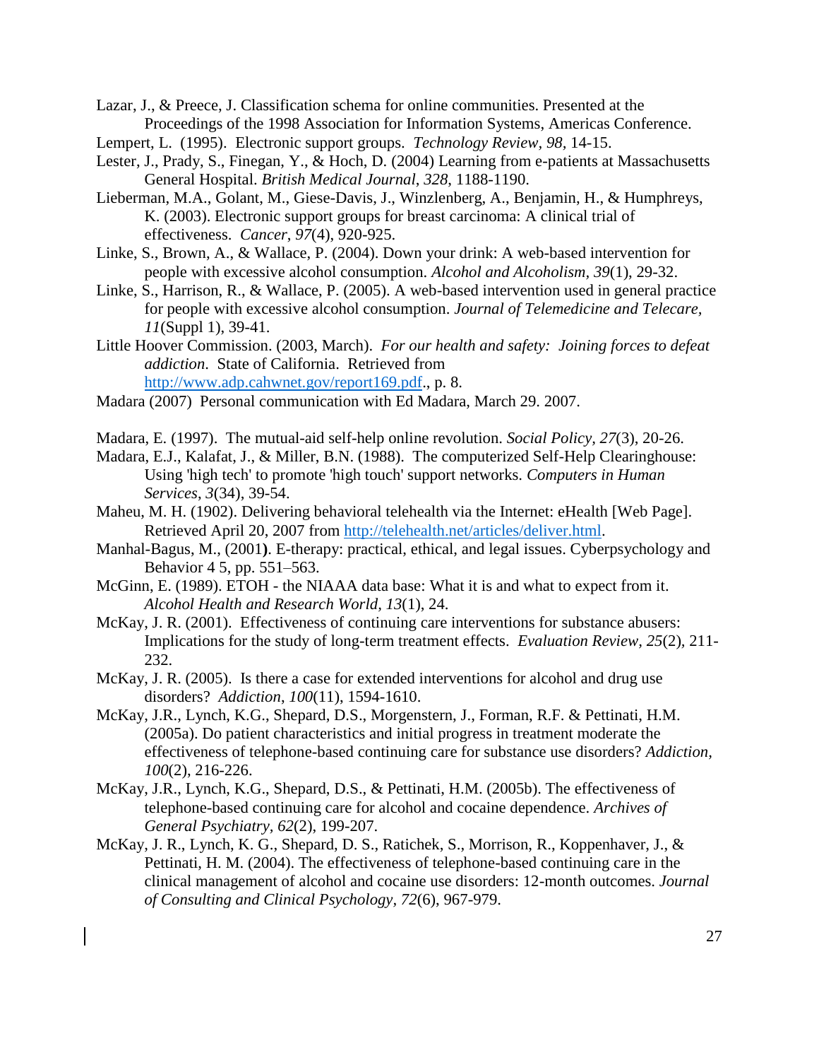Lazar, J., & Preece, J. Classification schema for online communities. Presented at the Proceedings of the 1998 Association for Information Systems, Americas Conference.

Lempert, L. (1995). Electronic support groups. *Technology Review, 98*, 14-15.

Lester, J., Prady, S., Finegan, Y., & Hoch, D. (2004) Learning from e-patients at Massachusetts General Hospital. *British Medical Journal*, *328*, 1188-1190.

Lieberman, M.A., Golant, M., Giese-Davis, J., Winzlenberg, A., Benjamin, H., & Humphreys, K. (2003). Electronic support groups for breast carcinoma: A clinical trial of effectiveness. *Cancer*, *97*(4), 920-925.

Linke, S., Brown, A., & Wallace, P. (2004). Down your drink: A web-based intervention for people with excessive alcohol consumption. *Alcohol and Alcoholism*, *39*(1), 29-32.

Linke, S., Harrison, R., & Wallace, P. (2005). A web-based intervention used in general practice for people with excessive alcohol consumption. *Journal of Telemedicine and Telecare, 11*(Suppl 1), 39-41.

Little Hoover Commission. (2003, March). *For our health and safety: Joining forces to defeat addiction*. State of California. Retrieved from http://www.adp.cahwnet.gov/report169.pdf., p. 8.

Madara (2007) Personal communication with Ed Madara, March 29. 2007.

Madara, E. (1997). The mutual-aid self-help online revolution. *Social Policy, 27*(3), 20-26.

Madara, E.J., Kalafat, J., & Miller, B.N. (1988). The computerized Self-Help Clearinghouse: Using 'high tech' to promote 'high touch' support networks. *Computers in Human Services*, *3*(34), 39-54.

Maheu, M. H. (1902). Delivering behavioral telehealth via the Internet: eHealth [Web Page]. Retrieved April 20, 2007 from http://telehealth.net/articles/deliver.html.

Manhal-Bagus, M., (2001**)**. E-therapy: practical, ethical, and legal issues. Cyberpsychology and Behavior 4 5, pp. 551–563.

McGinn, E. (1989). ETOH - the NIAAA data base: What it is and what to expect from it. *Alcohol Health and Research World*, *13*(1), 24.

McKay, J. R. (2001). Effectiveness of continuing care interventions for substance abusers: Implications for the study of long-term treatment effects. *Evaluation Review, 25*(2), 211-232.

McKay, J. R. (2005). Is there a case for extended interventions for alcohol and drug use disorders? *Addiction*, *100*(11), 1594-1610.

McKay, J.R., Lynch, K.G., Shepard, D.S., Morgenstern, J., Forman, R.F. & Pettinati, H.M. (2005a). Do patient characteristics and initial progress in treatment moderate the effectiveness of telephone-based continuing care for substance use disorders? *Addiction, 100*(2), 216-226.

McKay, J.R., Lynch, K.G., Shepard, D.S., & Pettinati, H.M. (2005b). The effectiveness of telephone-based continuing care for alcohol and cocaine dependence. *Archives of General Psychiatry*, *62*(2), 199-207.

McKay, J. R., Lynch, K. G., Shepard, D. S., Ratichek, S., Morrison, R., Koppenhaver, J., & Pettinati, H. M. (2004). The effectiveness of telephone-based continuing care in the clinical management of alcohol and cocaine use disorders: 12-month outcomes. *Journal of Consulting and Clinical Psychology*, *72*(6), 967-979.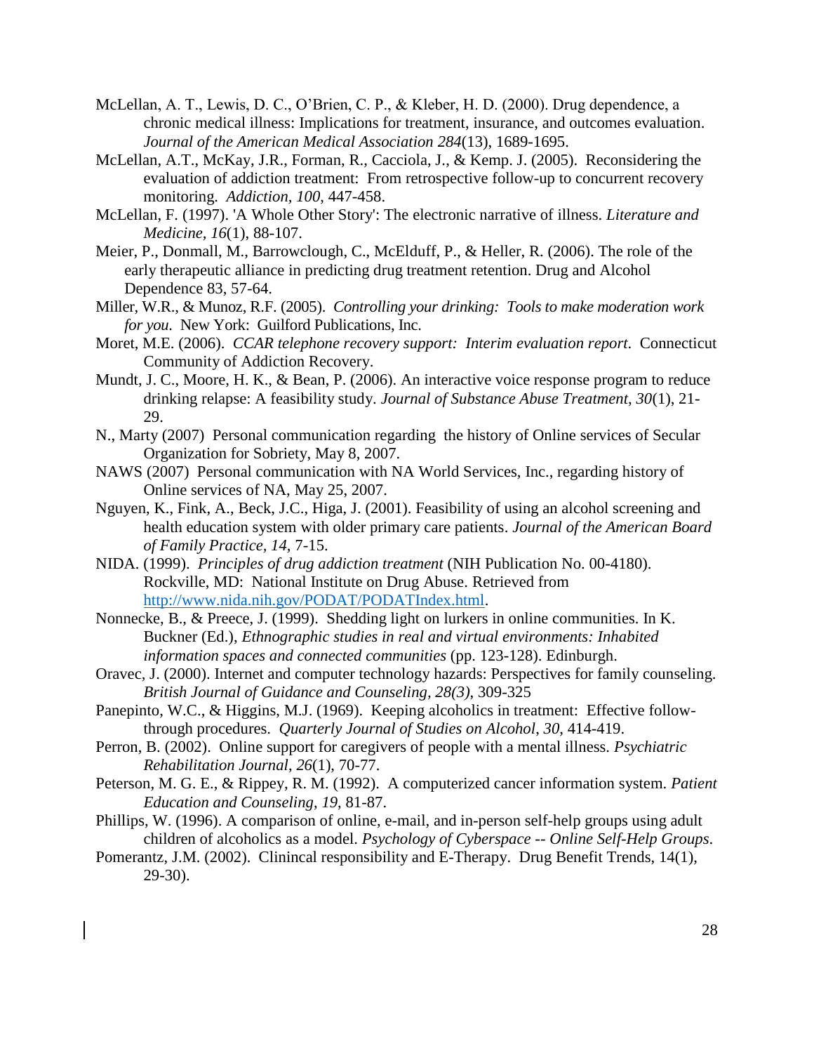McLellan, A. T., Lewis, D. C., O'Brien, C. P., & Kleber, H. D. (2000). Drug dependence, a chronic medical illness: Implications for treatment, insurance, and outcomes evaluation. *Journal of the American Medical Association 284*(13), 1689-1695.

McLellan, A.T., McKay, J.R., Forman, R., Cacciola, J., & Kemp. J. (2005). Reconsidering the evaluation of addiction treatment: From retrospective follow-up to concurrent recovery monitoring. *Addiction*, *100*, 447-458.

McLellan, F. (1997). 'A Whole Other Story': The electronic narrative of illness. *Literature and Medicine, 16*(1), 88-107.

Meier, P., Donmall, M., Barrowclough, C., McElduff, P., & Heller, R. (2006). The role of the early therapeutic alliance in predicting drug treatment retention. Drug and Alcohol Dependence 83, 57-64.

Miller, W.R., & Munoz, R.F. (2005). *Controlling your drinking: Tools to make moderation work for you.* New York: Guilford Publications, Inc.

Moret, M.E. (2006). *CCAR telephone recovery support: Interim evaluation report*. Connecticut Community of Addiction Recovery.

Mundt, J. C., Moore, H. K., & Bean, P. (2006). An interactive voice response program to reduce drinking relapse: A feasibility study. *Journal of Substance Abuse Treatment, 30*(1), 21-29.

N., Marty (2007) Personal communication regarding the history of Online services of Secular Organization for Sobriety, May 8, 2007.

NAWS (2007) Personal communication with NA World Services, Inc., regarding history of Online services of NA, May 25, 2007.

Nguyen, K., Fink, A., Beck, J.C., Higa, J. (2001). Feasibility of using an alcohol screening and health education system with older primary care patients. *Journal of the American Board of Family Practice, 14*, 7-15.

NIDA. (1999). *Principles of drug addiction treatment* (NIH Publication No. 00-4180). Rockville, MD: National Institute on Drug Abuse. Retrieved from http://www.nida.nih.gov/PODAT/PODATIndex.html.

Nonnecke, B., & Preece, J. (1999). Shedding light on lurkers in online communities. In K. Buckner (Ed.), *Ethnographic studies in real and virtual environments: Inhabited information spaces and connected communities* (pp. 123-128). Edinburgh.

Oravec, J. (2000). Internet and computer technology hazards: Perspectives for family counseling. *British Journal of Guidance and Counseling, 28(3)*, 309-325

Panepinto, W.C., & Higgins, M.J. (1969). Keeping alcoholics in treatment: Effective follow-through procedures. *Quarterly Journal of Studies on Alcohol*, *30*, 414-419.

Perron, B. (2002). Online support for caregivers of people with a mental illness. *Psychiatric Rehabilitation Journal*, *26*(1), 70-77.

Peterson, M. G. E., & Rippey, R. M. (1992). A computerized cancer information system. *Patient Education and Counseling, 19*, 81-87.

Phillips, W. (1996). A comparison of online, e-mail, and in-person self-help groups using adult children of alcoholics as a model. *Psychology of Cyberspace -- Online Self-Help Groups*.

Pomerantz, J.M. (2002). Clinincal responsibility and E-Therapy. Drug Benefit Trends, 14(1), 29-30).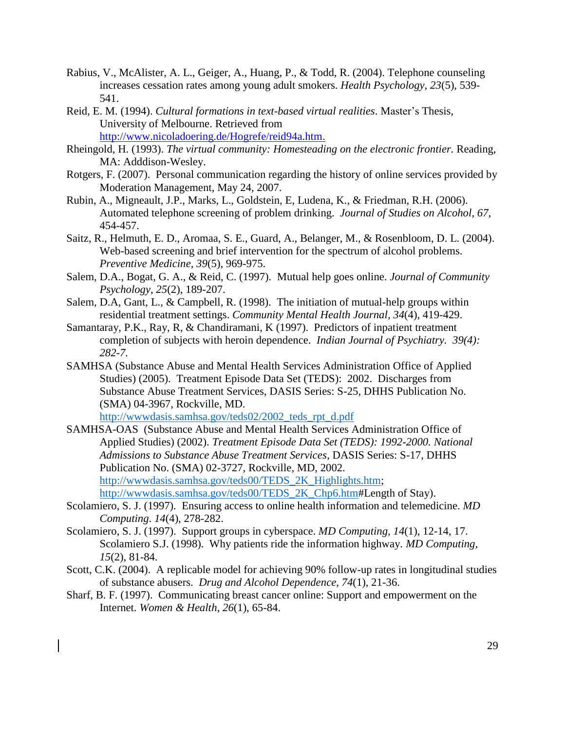Rabius, V., McAlister, A. L., Geiger, A., Huang, P., & Todd, R. (2004). Telephone counseling increases cessation rates among young adult smokers. *Health Psychology*, *23*(5), 539-541.

Reid, E. M. (1994). *Cultural formations in text-based virtual realities*. Master's Thesis, University of Melbourne. Retrieved from http://www.nicoladoering.de/Hogrefe/reid94a.htm.

Rheingold, H. (1993). *The virtual community: Homesteading on the electronic frontier.* Reading, MA: Adddison-Wesley.

Rotgers, F. (2007). Personal communication regarding the history of online services provided by Moderation Management, May 24, 2007.

Rubin, A., Migneault, J.P., Marks, L., Goldstein, E, Ludena, K., & Friedman, R.H. (2006). Automated telephone screening of problem drinking. *Journal of Studies on Alcohol*, *67*, 454-457.

Saitz, R., Helmuth, E. D., Aromaa, S. E., Guard, A., Belanger, M., & Rosenbloom, D. L. (2004). Web-based screening and brief intervention for the spectrum of alcohol problems. *Preventive Medicine*, *39*(5), 969-975.

Salem, D.A., Bogat, G. A., & Reid, C. (1997). Mutual help goes online. *Journal of Community Psychology*, *25*(2), 189-207.

Salem, D.A, Gant, L., & Campbell, R. (1998). The initiation of mutual-help groups within residential treatment settings. *Community Mental Health Journal*, *34*(4), 419-429.

Samantaray, P.K., Ray, R, & Chandiramani, K (1997). Predictors of inpatient treatment completion of subjects with heroin dependence. *Indian Journal of Psychiatry. 39(4): 282-7*.

SAMHSA (Substance Abuse and Mental Health Services Administration Office of Applied Studies) (2005). Treatment Episode Data Set (TEDS): 2002. Discharges from Substance Abuse Treatment Services, DASIS Series: S-25, DHHS Publication No. (SMA) 04-3967, Rockville, MD. http://wwwdasis.samhsa.gov/teds02/2002_teds_rpt_d.pdf

SAMHSA-OAS (Substance Abuse and Mental Health Services Administration Office of Applied Studies) (2002). *Treatment Episode Data Set (TEDS): 1992-2000. National Admissions to Substance Abuse Treatment Services*, DASIS Series: S-17, DHHS Publication No. (SMA) 02-3727, Rockville, MD, 2002. http://wwwdasis.samhsa.gov/teds00/TEDS_2K_Highlights.htm; http://wwwdasis.samhsa.gov/teds00/TEDS_2K_Chp6.htm#Length of Stay).

Scolamiero, S. J. (1997). Ensuring access to online health information and telemedicine. *MD Computing*. *14*(4), 278-282.

Scolamiero, S. J. (1997). Support groups in cyberspace. *MD Computing*, *14*(1), 12-14, 17. Scolamiero S.J. (1998). Why patients ride the information highway. *MD Computing*, *15*(2), 81-84.

Scott, C.K. (2004). A replicable model for achieving 90% follow-up rates in longitudinal studies of substance abusers. *Drug and Alcohol Dependence*, *74*(1), 21-36.

Sharf, B. F. (1997). Communicating breast cancer online: Support and empowerment on the Internet. *Women & Health*, *26*(1), 65-84.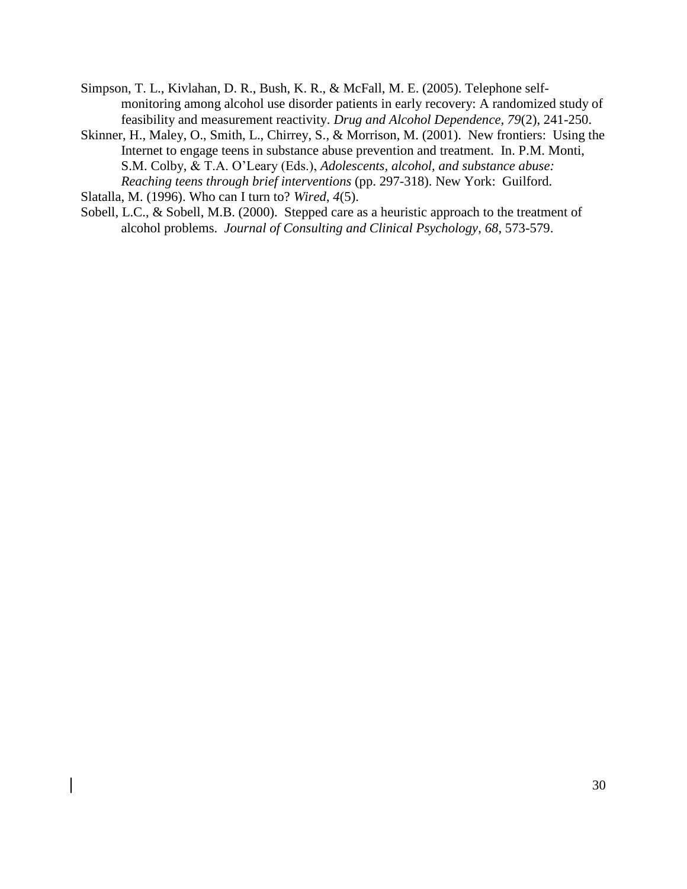Simpson, T. L., Kivlahan, D. R., Bush, K. R., & McFall, M. E. (2005). Telephone self-monitoring among alcohol use disorder patients in early recovery: A randomized study of feasibility and measurement reactivity. *Drug and Alcohol Dependence, 79*(2), 241-250.

Skinner, H., Maley, O., Smith, L., Chirrey, S., & Morrison, M. (2001). New frontiers: Using the Internet to engage teens in substance abuse prevention and treatment. In. P.M. Monti, S.M. Colby, & T.A. O'Leary (Eds.), *Adolescents, alcohol, and substance abuse: Reaching teens through brief interventions* (pp. 297-318). New York: Guilford.

Slatalla, M. (1996). Who can I turn to? *Wired*, *4*(5).

Sobell, L.C., & Sobell, M.B. (2000). Stepped care as a heuristic approach to the treatment of alcohol problems. *Journal of Consulting and Clinical Psychology*, *68*, 573-579.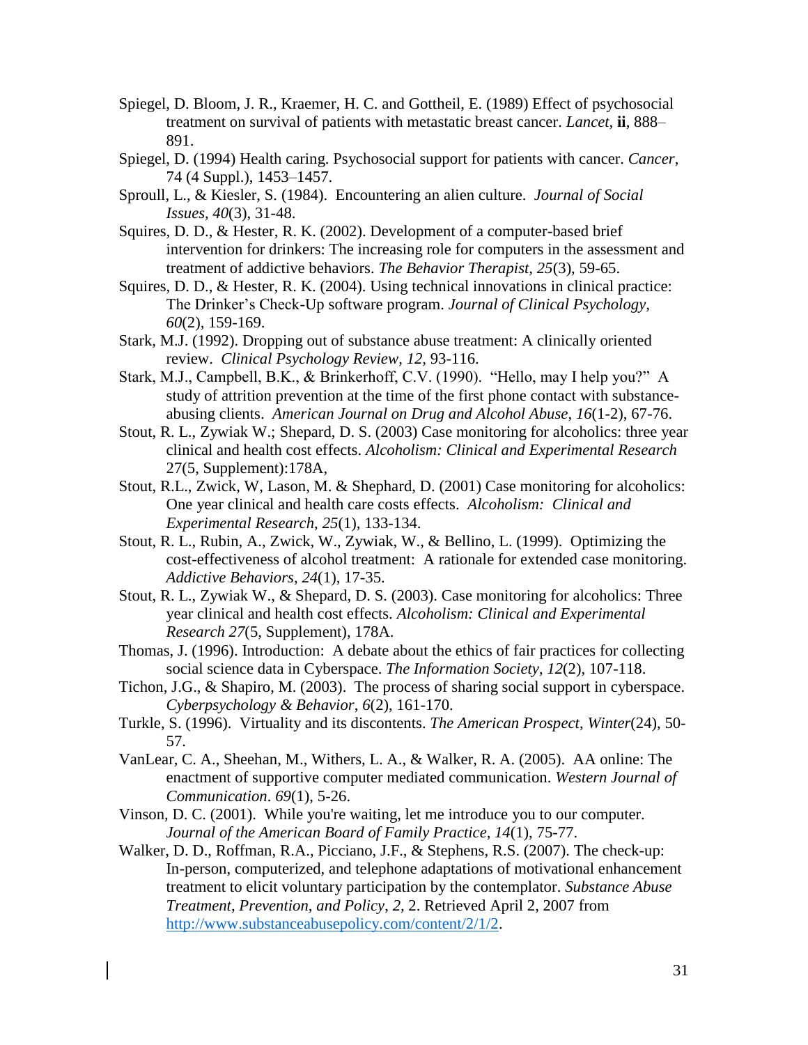Spiegel, D. Bloom, J. R., Kraemer, H. C. and Gottheil, E. (1989) Effect of psychosocial treatment on survival of patients with metastatic breast cancer. *Lancet,* **ii**, 888–891.

Spiegel, D. (1994) Health caring. Psychosocial support for patients with cancer. *Cancer*, 74 (4 Suppl.), 1453–1457.

Sproull, L., & Kiesler, S. (1984). Encountering an alien culture. *Journal of Social Issues, 40*(3), 31-48.

Squires, D. D., & Hester, R. K. (2002). Development of a computer-based brief intervention for drinkers: The increasing role for computers in the assessment and treatment of addictive behaviors. *The Behavior Therapist, 25*(3), 59-65.

Squires, D. D., & Hester, R. K. (2004). Using technical innovations in clinical practice: The Drinker's Check-Up software program. *Journal of Clinical Psychology, 60*(2), 159-169.

Stark, M.J. (1992). Dropping out of substance abuse treatment: A clinically oriented review. *Clinical Psychology Review, 12,* 93-116.

Stark, M.J., Campbell, B.K., & Brinkerhoff, C.V. (1990). "Hello, may I help you?" A study of attrition prevention at the time of the first phone contact with substance-abusing clients. *American Journal on Drug and Alcohol Abuse*, *16*(1-2), 67-76.

Stout, R. L., Zywiak W.; Shepard, D. S. (2003) Case monitoring for alcoholics: three year clinical and health cost effects. *Alcoholism: Clinical and Experimental Research* 27(5, Supplement):178A,

Stout, R.L., Zwick, W, Lason, M. & Shephard, D. (2001) Case monitoring for alcoholics: One year clinical and health care costs effects. *Alcoholism: Clinical and Experimental Research*, *25*(1), 133-134.

Stout, R. L., Rubin, A., Zwick, W., Zywiak, W., & Bellino, L. (1999). Optimizing the cost-effectiveness of alcohol treatment: A rationale for extended case monitoring. *Addictive Behaviors*, *24*(1), 17-35.

Stout, R. L., Zywiak W., & Shepard, D. S. (2003). Case monitoring for alcoholics: Three year clinical and health cost effects. *Alcoholism: Clinical and Experimental Research 27*(5, Supplement), 178A.

Thomas, J. (1996). Introduction: A debate about the ethics of fair practices for collecting social science data in Cyberspace. *The Information Society*, *12*(2), 107-118.

Tichon, J.G., & Shapiro, M. (2003). The process of sharing social support in cyberspace. *Cyberpsychology & Behavior*, *6*(2), 161-170.

Turkle, S. (1996). Virtuality and its discontents. *The American Prospect*, *Winter*(24), 50-57.

VanLear, C. A., Sheehan, M., Withers, L. A., & Walker, R. A. (2005). AA online: The enactment of supportive computer mediated communication. *Western Journal of Communication*. *69*(1), 5-26.

Vinson, D. C. (2001). While you're waiting, let me introduce you to our computer. *Journal of the American Board of Family Practice, 14*(1), 75-77.

Walker, D. D., Roffman, R.A., Picciano, J.F., & Stephens, R.S. (2007). The check-up: In-person, computerized, and telephone adaptations of motivational enhancement treatment to elicit voluntary participation by the contemplator. *Substance Abuse Treatment, Prevention, and Policy*, *2,* 2. Retrieved April 2, 2007 from http://www.substanceabusepolicy.com/content/2/1/2.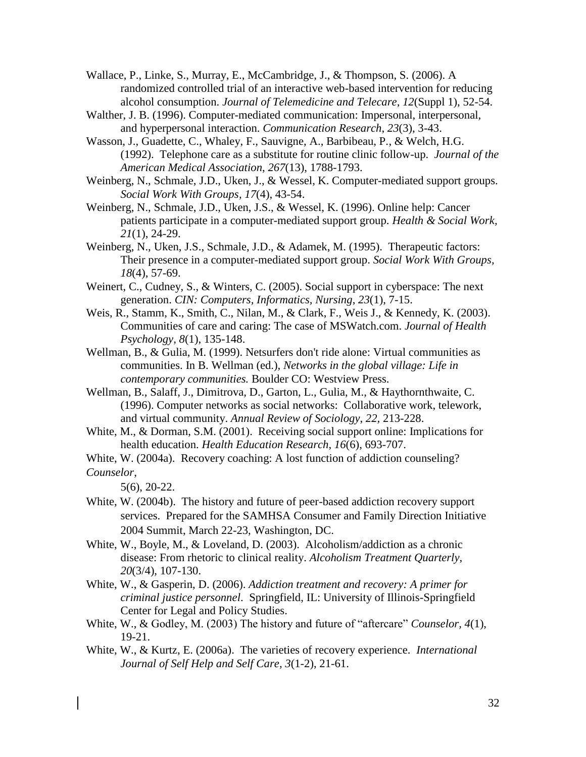Wallace, P., Linke, S., Murray, E., McCambridge, J., & Thompson, S. (2006). A randomized controlled trial of an interactive web-based intervention for reducing alcohol consumption. *Journal of Telemedicine and Telecare*, *12*(Suppl 1), 52-54.

Walther, J. B. (1996). Computer-mediated communication: Impersonal, interpersonal, and hyperpersonal interaction. *Communication Research*, *23*(3), 3-43.

Wasson, J., Guadette, C., Whaley, F., Sauvigne, A., Barbibeau, P., & Welch, H.G. (1992). Telephone care as a substitute for routine clinic follow-up. *Journal of the American Medical Association*, *267*(13), 1788-1793.

Weinberg, N., Schmale, J.D., Uken, J., & Wessel, K. Computer-mediated support groups. *Social Work With Groups*, *17*(4), 43-54.

Weinberg, N., Schmale, J.D., Uken, J.S., & Wessel, K. (1996). Online help: Cancer patients participate in a computer-mediated support group. *Health & Social Work*, *21*(1), 24-29.

Weinberg, N., Uken, J.S., Schmale, J.D., & Adamek, M. (1995). Therapeutic factors: Their presence in a computer-mediated support group. *Social Work With Groups, 18*(4), 57-69.

Weinert, C., Cudney, S., & Winters, C. (2005). Social support in cyberspace: The next generation. *CIN: Computers, Informatics, Nursing*, *23*(1), 7-15.

Weis, R., Stamm, K., Smith, C., Nilan, M., & Clark, F., Weis J., & Kennedy, K. (2003). Communities of care and caring: The case of MSWatch.com. *Journal of Health Psychology*, *8*(1), 135-148.

Wellman, B., & Gulia, M. (1999). Netsurfers don't ride alone: Virtual communities as communities. In B. Wellman (ed.), *Networks in the global village: Life in contemporary communities.* Boulder CO: Westview Press.

Wellman, B., Salaff, J., Dimitrova, D., Garton, L., Gulia, M., & Haythornthwaite, C. (1996). Computer networks as social networks: Collaborative work, telework, and virtual community. *Annual Review of Sociology*, *22*, 213-228.

White, M., & Dorman, S.M. (2001). Receiving social support online: Implications for health education. *Health Education Research*, *16*(6), 693-707.

White, W. (2004a). Recovery coaching: A lost function of addiction counseling? *Counselor*, 5(6), 20-22.

White, W. (2004b). The history and future of peer-based addiction recovery support services. Prepared for the SAMHSA Consumer and Family Direction Initiative 2004 Summit, March 22-23, Washington, DC.

White, W., Boyle, M., & Loveland, D. (2003). Alcoholism/addiction as a chronic disease: From rhetoric to clinical reality. *Alcoholism Treatment Quarterly*, *20*(3/4), 107-130.

White, W., & Gasperin, D. (2006). *Addiction treatment and recovery: A primer for criminal justice personnel*. Springfield, IL: University of Illinois-Springfield Center for Legal and Policy Studies.

White, W., & Godley, M. (2003) The history and future of "aftercare" *Counselor, 4*(1), 19-21.

White, W., & Kurtz, E. (2006a). The varieties of recovery experience. *International Journal of Self Help and Self Care, 3*(1-2), 21-61.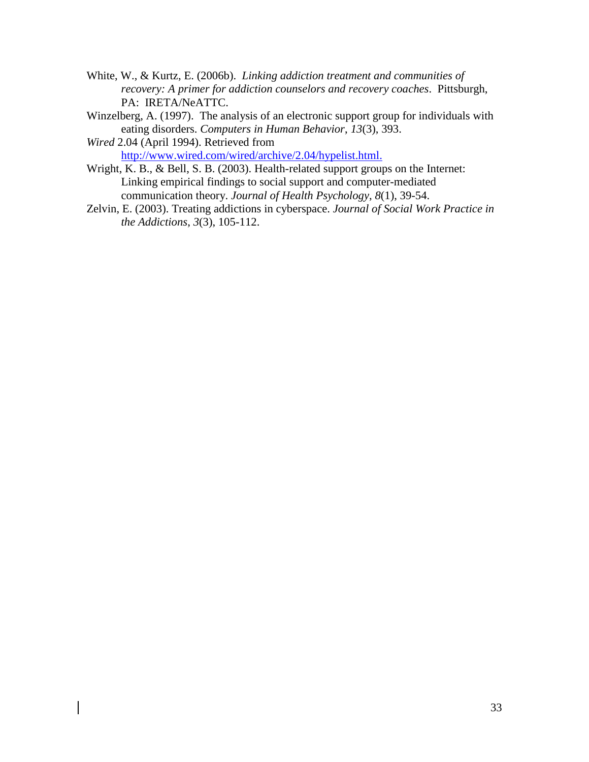White, W., & Kurtz, E. (2006b). *Linking addiction treatment and communities of recovery: A primer for addiction counselors and recovery coaches*. Pittsburgh, PA: IRETA/NeATTC.

Winzelberg, A. (1997). The analysis of an electronic support group for individuals with eating disorders. *Computers in Human Behavior*, *13*(3), 393.

*Wired* 2.04 (April 1994). Retrieved from http://www.wired.com/wired/archive/2.04/hypelist.html.

Wright, K. B., & Bell, S. B. (2003). Health-related support groups on the Internet: Linking empirical findings to social support and computer-mediated communication theory. *Journal of Health Psychology*, *8*(1), 39-54.

Zelvin, E. (2003). Treating addictions in cyberspace. *Journal of Social Work Practice in the Addictions*, *3*(3), 105-112.